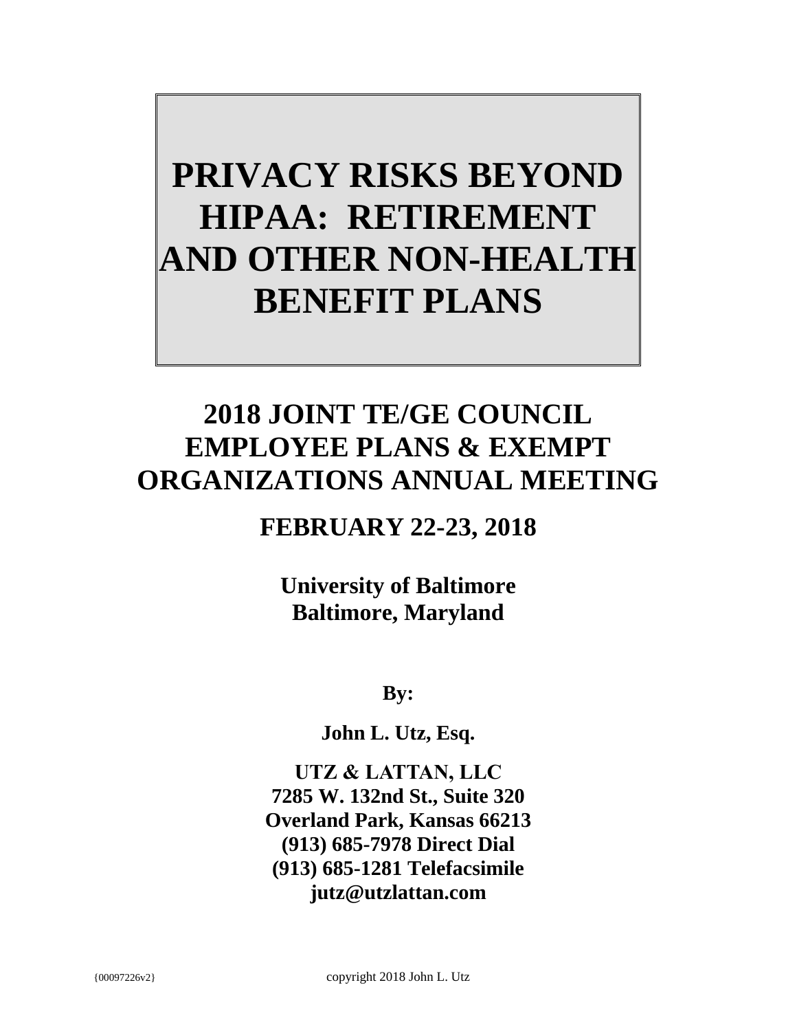# PRIVACY RISKS BEYOND HIPAA: RETIREMENT AND OTHER NON-HEALTH BENEFIT PLANS

## 2018 JOINT TE/GE COUNCIL EMPLOYEE PLANS & EXEMPT ORGANIZATIONS ANNUAL MEETING

### FEBRUARY 22-23, 2018

**University of Baltimore**
**Baltimore, Maryland**

**By:**

**John L. Utz, Esq.**

**UTZ & LATTAN, LLC**
**7285 W. 132nd St., Suite 320**
**Overland Park, Kansas 66213**
**(913) 685-7978 Direct Dial**
**(913) 685-1281 Telefacsimile**
**jutz@utzlattan.com**

{00097226v2}

copyright 2018 John L. Utz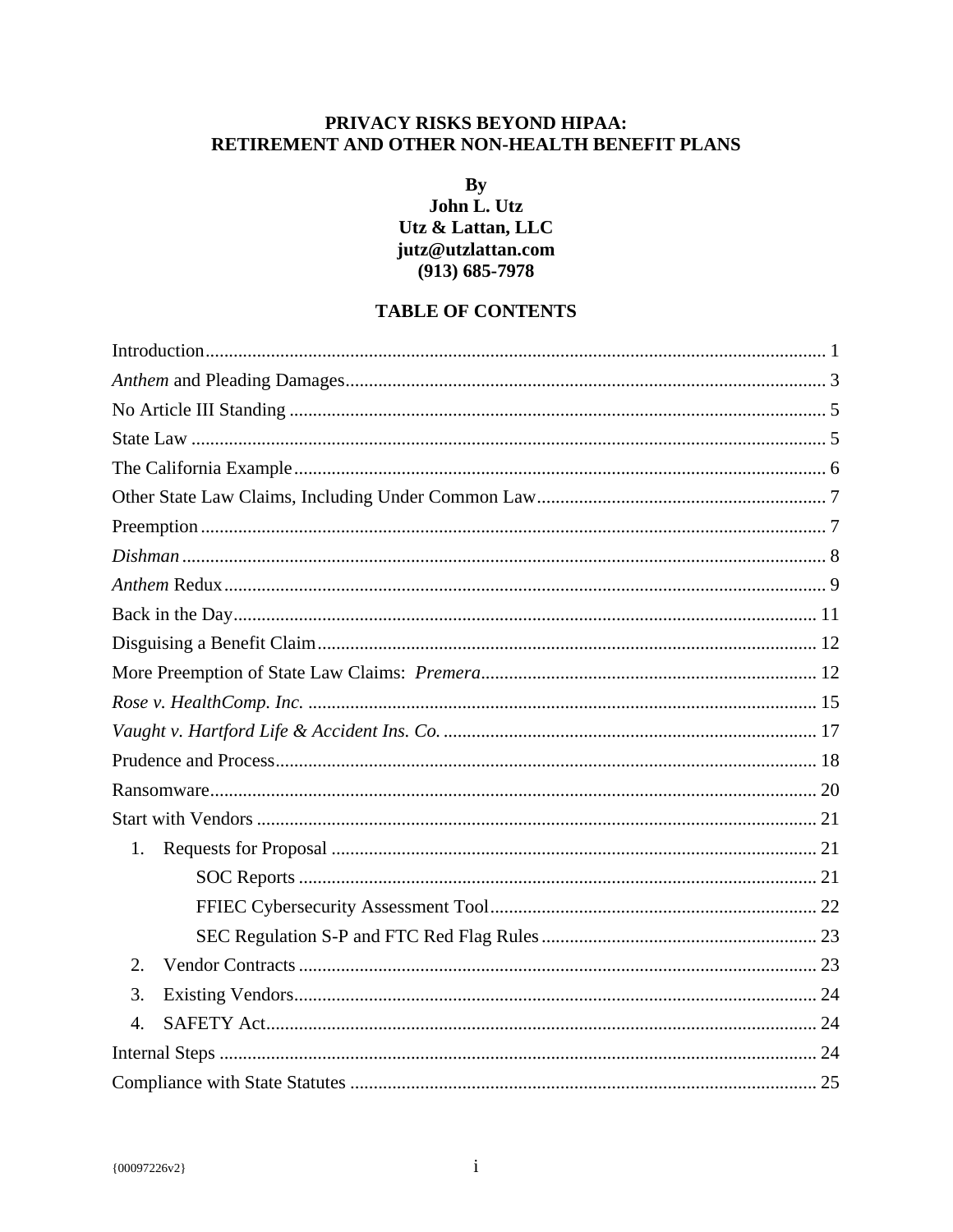**PRIVACY RISKS BEYOND HIPAA:**
**RETIREMENT AND OTHER NON-HEALTH BENEFIT PLANS**

**By**
**John L. Utz**
**Utz & Lattan, LLC**
**jutz@utzlattan.com**
**(913) 685-7978**

## TABLE OF CONTENTS

Introduction .................... 1

*Anthem* and Pleading Damages .................... 3

No Article III Standing .................... 5

State Law .................... 5

The California Example .................... 6

Other State Law Claims, Including Under Common Law .................... 7

Preemption .................... 7

*Dishman* .................... 8

*Anthem* Redux .................... 9

Back in the Day .................... 11

Disguising a Benefit Claim .................... 12

More Preemption of State Law Claims: *Premera* .................... 12

*Rose v. HealthComp. Inc.* .................... 15

*Vaught v. Hartford Life & Accident Ins. Co.* .................... 17

Prudence and Process .................... 18

Ransomware .................... 20

Start with Vendors .................... 21

1. Requests for Proposal .................... 21
   - SOC Reports .................... 21
   - FFIEC Cybersecurity Assessment Tool .................... 22
   - SEC Regulation S-P and FTC Red Flag Rules .................... 23
2. Vendor Contracts .................... 23
3. Existing Vendors .................... 24
4. SAFETY Act .................... 24

Internal Steps .................... 24

Compliance with State Statutes .................... 25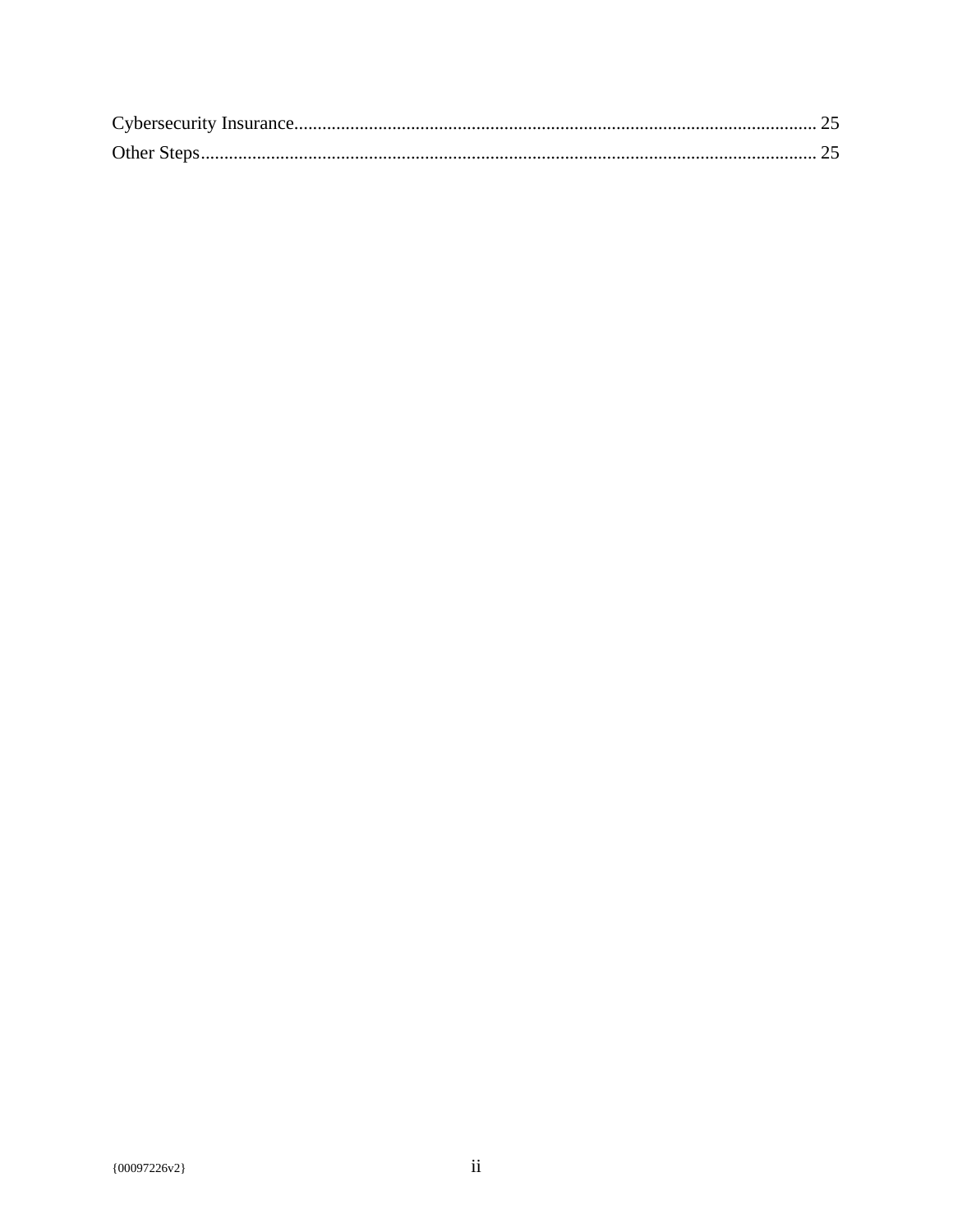Cybersecurity Insurance................................................................................................................ 25
Other Steps.................................................................................................................................... 25

{00097226v2}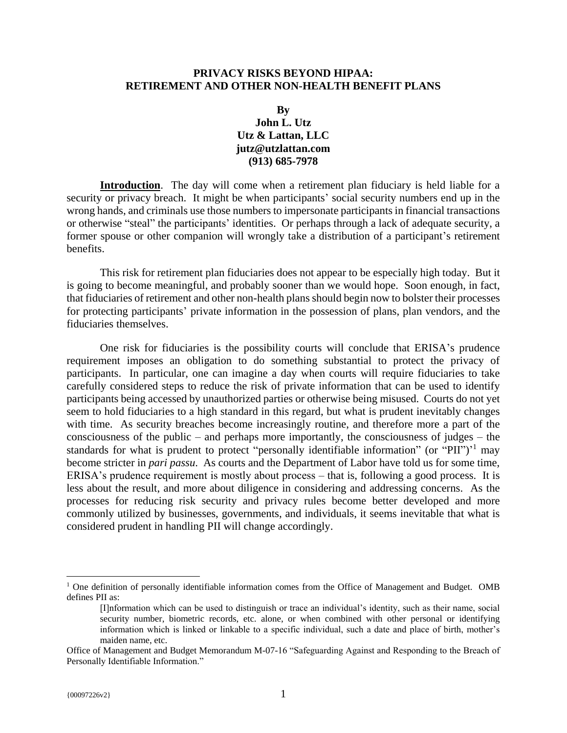**PRIVACY RISKS BEYOND HIPAA:**
**RETIREMENT AND OTHER NON-HEALTH BENEFIT PLANS**

**By**
**John L. Utz**
**Utz & Lattan, LLC**
**jutz@utzlattan.com**
**(913) 685-7978**

**Introduction**. The day will come when a retirement plan fiduciary is held liable for a security or privacy breach. It might be when participants' social security numbers end up in the wrong hands, and criminals use those numbers to impersonate participants in financial transactions or otherwise "steal" the participants' identities. Or perhaps through a lack of adequate security, a former spouse or other companion will wrongly take a distribution of a participant's retirement benefits.

This risk for retirement plan fiduciaries does not appear to be especially high today. But it is going to become meaningful, and probably sooner than we would hope. Soon enough, in fact, that fiduciaries of retirement and other non-health plans should begin now to bolster their processes for protecting participants' private information in the possession of plans, plan vendors, and the fiduciaries themselves.

One risk for fiduciaries is the possibility courts will conclude that ERISA's prudence requirement imposes an obligation to do something substantial to protect the privacy of participants. In particular, one can imagine a day when courts will require fiduciaries to take carefully considered steps to reduce the risk of private information that can be used to identify participants being accessed by unauthorized parties or otherwise being misused. Courts do not yet seem to hold fiduciaries to a high standard in this regard, but what is prudent inevitably changes with time. As security breaches become increasingly routine, and therefore more a part of the consciousness of the public – and perhaps more importantly, the consciousness of judges – the standards for what is prudent to protect "personally identifiable information" (or "PII")'[1] may become stricter in *pari passu*. As courts and the Department of Labor have told us for some time, ERISA's prudence requirement is mostly about process – that is, following a good process. It is less about the result, and more about diligence in considering and addressing concerns. As the processes for reducing risk security and privacy rules become better developed and more commonly utilized by businesses, governments, and individuals, it seems inevitable that what is considered prudent in handling PII will change accordingly.

---

[1] One definition of personally identifiable information comes from the Office of Management and Budget. OMB defines PII as:

> [I]nformation which can be used to distinguish or trace an individual's identity, such as their name, social security number, biometric records, etc. alone, or when combined with other personal or identifying information which is linked or linkable to a specific individual, such a date and place of birth, mother's maiden name, etc.

Office of Management and Budget Memorandum M-07-16 "Safeguarding Against and Responding to the Breach of Personally Identifiable Information."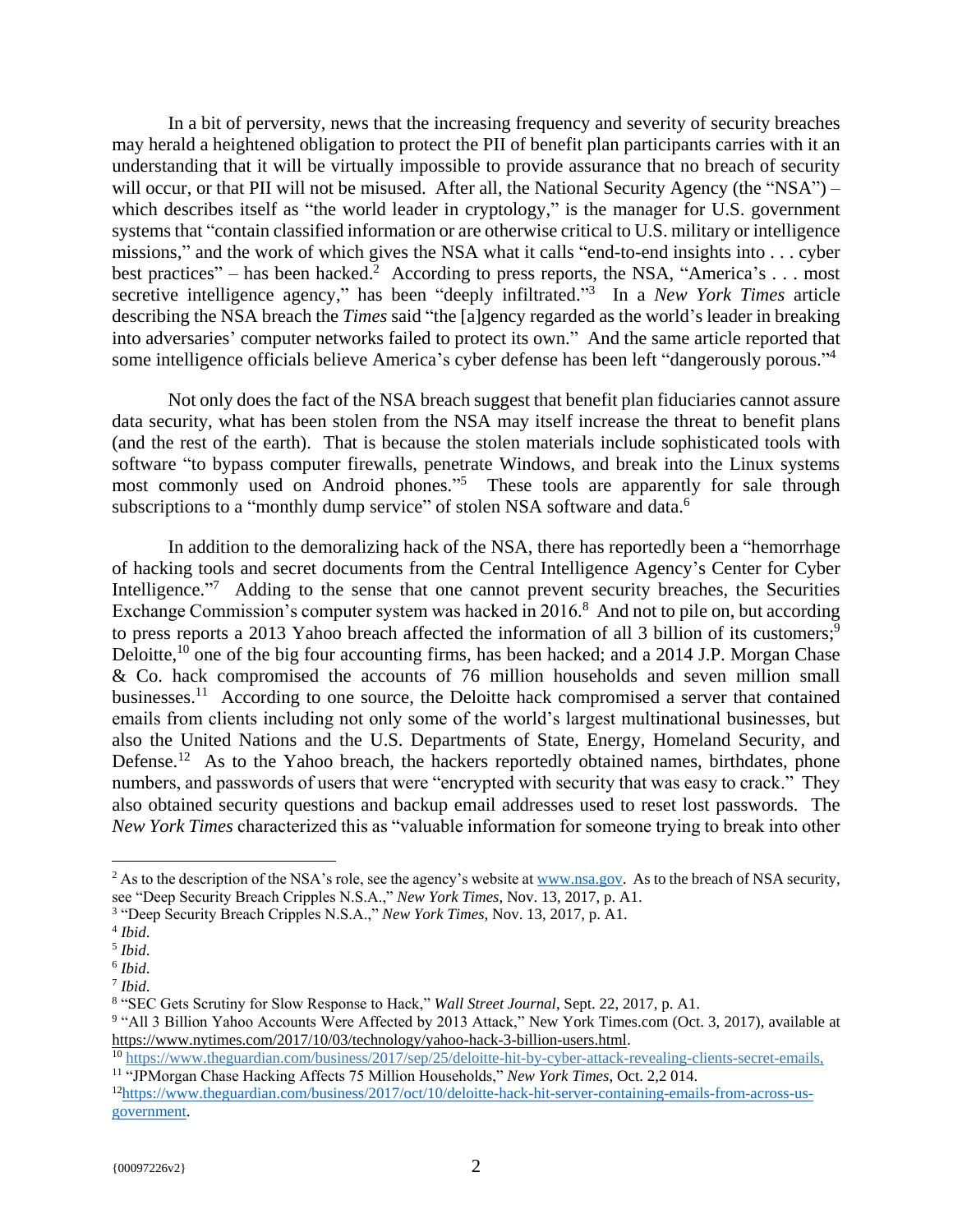In a bit of perversity, news that the increasing frequency and severity of security breaches may herald a heightened obligation to protect the PII of benefit plan participants carries with it an understanding that it will be virtually impossible to provide assurance that no breach of security will occur, or that PII will not be misused. After all, the National Security Agency (the "NSA") – which describes itself as "the world leader in cryptology," is the manager for U.S. government systems that "contain classified information or are otherwise critical to U.S. military or intelligence missions," and the work of which gives the NSA what it calls "end-to-end insights into . . . cyber best practices" – has been hacked.[2] According to press reports, the NSA, "America's . . . most secretive intelligence agency," has been "deeply infiltrated."[3] In a *New York Times* article describing the NSA breach the *Times* said "the [a]gency regarded as the world's leader in breaking into adversaries' computer networks failed to protect its own." And the same article reported that some intelligence officials believe America's cyber defense has been left "dangerously porous."[4]

Not only does the fact of the NSA breach suggest that benefit plan fiduciaries cannot assure data security, what has been stolen from the NSA may itself increase the threat to benefit plans (and the rest of the earth). That is because the stolen materials include sophisticated tools with software "to bypass computer firewalls, penetrate Windows, and break into the Linux systems most commonly used on Android phones."[5] These tools are apparently for sale through subscriptions to a "monthly dump service" of stolen NSA software and data.[6]

In addition to the demoralizing hack of the NSA, there has reportedly been a "hemorrhage of hacking tools and secret documents from the Central Intelligence Agency's Center for Cyber Intelligence."[7] Adding to the sense that one cannot prevent security breaches, the Securities Exchange Commission's computer system was hacked in 2016.[8] And not to pile on, but according to press reports a 2013 Yahoo breach affected the information of all 3 billion of its customers;[9] Deloitte,[10] one of the big four accounting firms, has been hacked; and a 2014 J.P. Morgan Chase & Co. hack compromised the accounts of 76 million households and seven million small businesses.[11] According to one source, the Deloitte hack compromised a server that contained emails from clients including not only some of the world's largest multinational businesses, but also the United Nations and the U.S. Departments of State, Energy, Homeland Security, and Defense.[12] As to the Yahoo breach, the hackers reportedly obtained names, birthdates, phone numbers, and passwords of users that were "encrypted with security that was easy to crack." They also obtained security questions and backup email addresses used to reset lost passwords. The *New York Times* characterized this as "valuable information for someone trying to break into other

---

[2] As to the description of the NSA's role, see the agency's website at www.nsa.gov. As to the breach of NSA security, see "Deep Security Breach Cripples N.S.A.," *New York Times*, Nov. 13, 2017, p. A1.

[3] "Deep Security Breach Cripples N.S.A.," *New York Times*, Nov. 13, 2017, p. A1.

[4] *Ibid*.

[5] *Ibid*.

[6] *Ibid*.

[7] *Ibid*.

[8] "SEC Gets Scrutiny for Slow Response to Hack," *Wall Street Journal*, Sept. 22, 2017, p. A1.

[9] "All 3 Billion Yahoo Accounts Were Affected by 2013 Attack," New York Times.com (Oct. 3, 2017), available at https://www.nytimes.com/2017/10/03/technology/yahoo-hack-3-billion-users.html.

[10] https://www.theguardian.com/business/2017/sep/25/deloitte-hit-by-cyber-attack-revealing-clients-secret-emails,

[11] "JPMorgan Chase Hacking Affects 75 Million Households," *New York Times*, Oct. 2,2 014.

[12] https://www.theguardian.com/business/2017/oct/10/deloitte-hack-hit-server-containing-emails-from-across-us-government.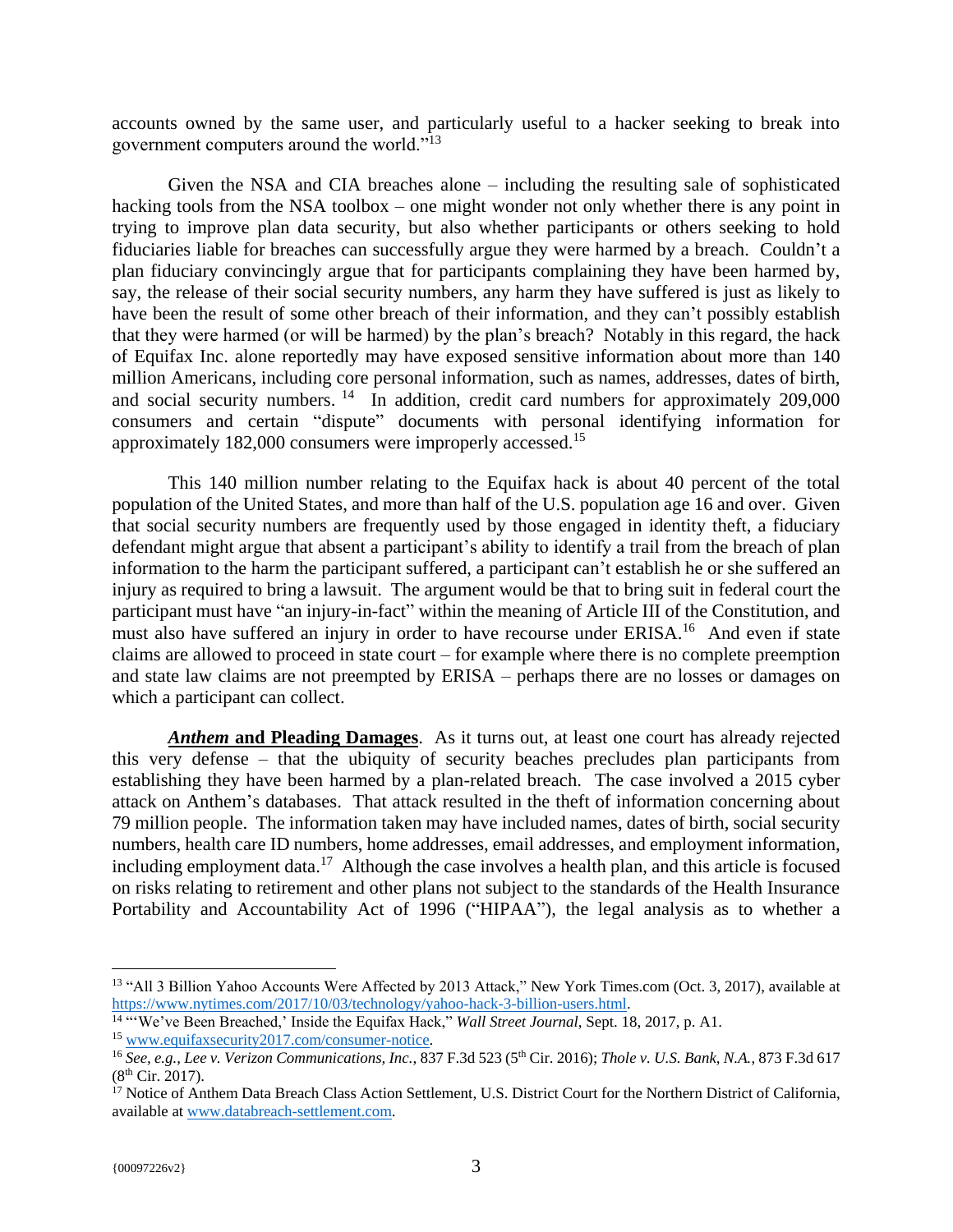accounts owned by the same user, and particularly useful to a hacker seeking to break into government computers around the world."[13]

Given the NSA and CIA breaches alone – including the resulting sale of sophisticated hacking tools from the NSA toolbox – one might wonder not only whether there is any point in trying to improve plan data security, but also whether participants or others seeking to hold fiduciaries liable for breaches can successfully argue they were harmed by a breach. Couldn't a plan fiduciary convincingly argue that for participants complaining they have been harmed by, say, the release of their social security numbers, any harm they have suffered is just as likely to have been the result of some other breach of their information, and they can't possibly establish that they were harmed (or will be harmed) by the plan's breach? Notably in this regard, the hack of Equifax Inc. alone reportedly may have exposed sensitive information about more than 140 million Americans, including core personal information, such as names, addresses, dates of birth, and social security numbers.[14] In addition, credit card numbers for approximately 209,000 consumers and certain "dispute" documents with personal identifying information for approximately 182,000 consumers were improperly accessed.[15]

This 140 million number relating to the Equifax hack is about 40 percent of the total population of the United States, and more than half of the U.S. population age 16 and over. Given that social security numbers are frequently used by those engaged in identity theft, a fiduciary defendant might argue that absent a participant's ability to identify a trail from the breach of plan information to the harm the participant suffered, a participant can't establish he or she suffered an injury as required to bring a lawsuit. The argument would be that to bring suit in federal court the participant must have "an injury-in-fact" within the meaning of Article III of the Constitution, and must also have suffered an injury in order to have recourse under ERISA.[16] And even if state claims are allowed to proceed in state court – for example where there is no complete preemption and state law claims are not preempted by ERISA – perhaps there are no losses or damages on which a participant can collect.

***Anthem* and Pleading Damages**. As it turns out, at least one court has already rejected this very defense – that the ubiquity of security beaches precludes plan participants from establishing they have been harmed by a plan-related breach. The case involved a 2015 cyber attack on Anthem's databases. That attack resulted in the theft of information concerning about 79 million people. The information taken may have included names, dates of birth, social security numbers, health care ID numbers, home addresses, email addresses, and employment information, including employment data.[17] Although the case involves a health plan, and this article is focused on risks relating to retirement and other plans not subject to the standards of the Health Insurance Portability and Accountability Act of 1996 ("HIPAA"), the legal analysis as to whether a

---

[13] "All 3 Billion Yahoo Accounts Were Affected by 2013 Attack," New York Times.com (Oct. 3, 2017), available at https://www.nytimes.com/2017/10/03/technology/yahoo-hack-3-billion-users.html.

[14] "'We've Been Breached,' Inside the Equifax Hack," *Wall Street Journal*, Sept. 18, 2017, p. A1.

[15] www.equifaxsecurity2017.com/consumer-notice.

[16] *See, e.g., Lee v. Verizon Communications, Inc.*, 837 F.3d 523 (5th Cir. 2016); *Thole v. U.S. Bank, N.A.*, 873 F.3d 617 (8th Cir. 2017).

[17] Notice of Anthem Data Breach Class Action Settlement, U.S. District Court for the Northern District of California, available at www.databreach-settlement.com.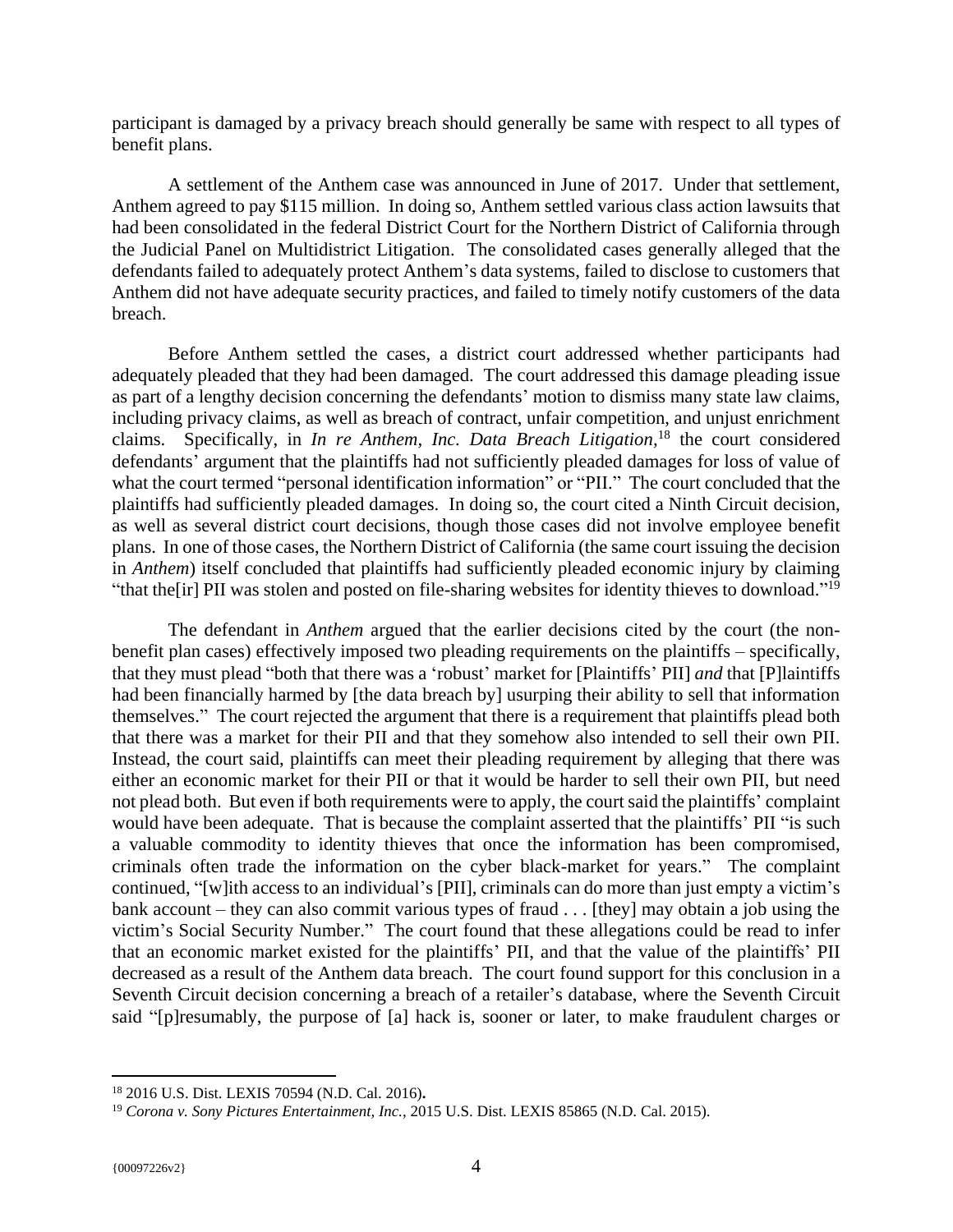participant is damaged by a privacy breach should generally be same with respect to all types of benefit plans.

A settlement of the Anthem case was announced in June of 2017. Under that settlement, Anthem agreed to pay $115 million. In doing so, Anthem settled various class action lawsuits that had been consolidated in the federal District Court for the Northern District of California through the Judicial Panel on Multidistrict Litigation. The consolidated cases generally alleged that the defendants failed to adequately protect Anthem's data systems, failed to disclose to customers that Anthem did not have adequate security practices, and failed to timely notify customers of the data breach.

Before Anthem settled the cases, a district court addressed whether participants had adequately pleaded that they had been damaged. The court addressed this damage pleading issue as part of a lengthy decision concerning the defendants' motion to dismiss many state law claims, including privacy claims, as well as breach of contract, unfair competition, and unjust enrichment claims. Specifically, in *In re Anthem, Inc. Data Breach Litigation*,[18] the court considered defendants' argument that the plaintiffs had not sufficiently pleaded damages for loss of value of what the court termed "personal identification information" or "PII." The court concluded that the plaintiffs had sufficiently pleaded damages. In doing so, the court cited a Ninth Circuit decision, as well as several district court decisions, though those cases did not involve employee benefit plans. In one of those cases, the Northern District of California (the same court issuing the decision in *Anthem*) itself concluded that plaintiffs had sufficiently pleaded economic injury by claiming "that the[ir] PII was stolen and posted on file-sharing websites for identity thieves to download."[19]

The defendant in *Anthem* argued that the earlier decisions cited by the court (the non-benefit plan cases) effectively imposed two pleading requirements on the plaintiffs – specifically, that they must plead "both that there was a 'robust' market for [Plaintiffs' PII] *and* that [P]laintiffs had been financially harmed by [the data breach by] usurping their ability to sell that information themselves." The court rejected the argument that there is a requirement that plaintiffs plead both that there was a market for their PII and that they somehow also intended to sell their own PII. Instead, the court said, plaintiffs can meet their pleading requirement by alleging that there was either an economic market for their PII or that it would be harder to sell their own PII, but need not plead both. But even if both requirements were to apply, the court said the plaintiffs' complaint would have been adequate. That is because the complaint asserted that the plaintiffs' PII "is such a valuable commodity to identity thieves that once the information has been compromised, criminals often trade the information on the cyber black-market for years." The complaint continued, "[w]ith access to an individual's [PII], criminals can do more than just empty a victim's bank account – they can also commit various types of fraud . . . [they] may obtain a job using the victim's Social Security Number." The court found that these allegations could be read to infer that an economic market existed for the plaintiffs' PII, and that the value of the plaintiffs' PII decreased as a result of the Anthem data breach. The court found support for this conclusion in a Seventh Circuit decision concerning a breach of a retailer's database, where the Seventh Circuit said "[p]resumably, the purpose of [a] hack is, sooner or later, to make fraudulent charges or

---

[18] 2016 U.S. Dist. LEXIS 70594 (N.D. Cal. 2016).

[19] *Corona v. Sony Pictures Entertainment, Inc.*, 2015 U.S. Dist. LEXIS 85865 (N.D. Cal. 2015).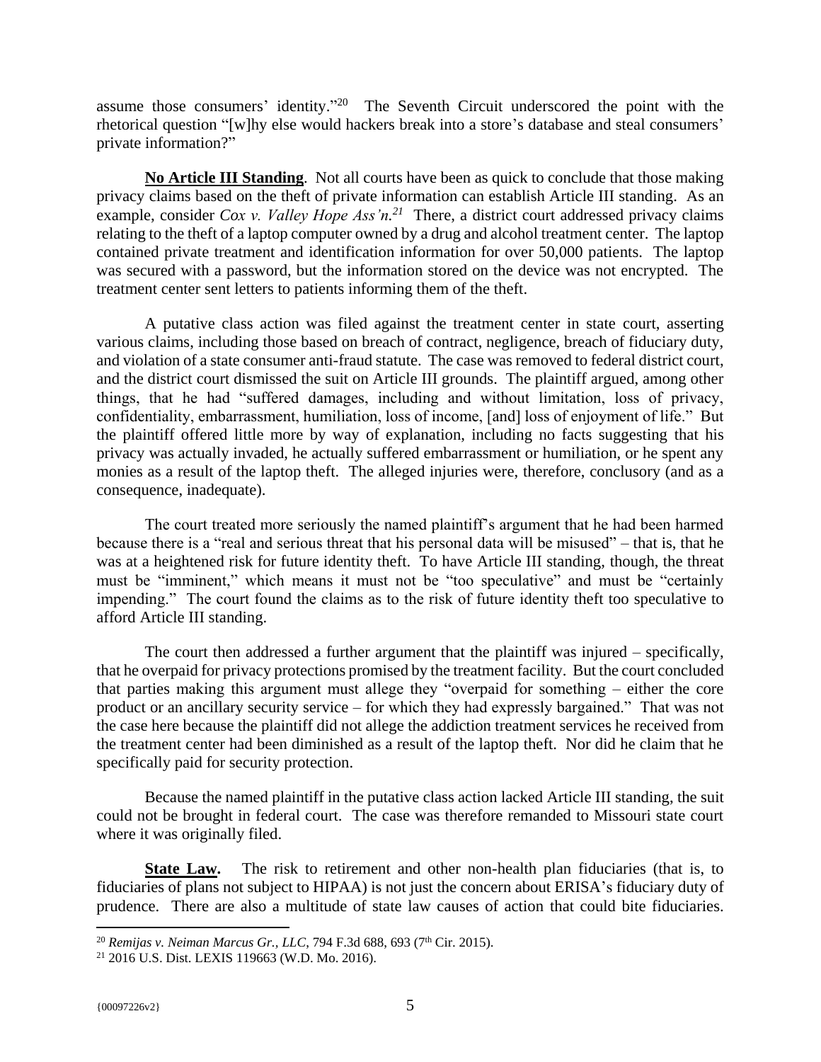assume those consumers' identity."[20] The Seventh Circuit underscored the point with the rhetorical question "[w]hy else would hackers break into a store's database and steal consumers' private information?"

**No Article III Standing**. Not all courts have been as quick to conclude that those making privacy claims based on the theft of private information can establish Article III standing. As an example, consider *Cox v. Valley Hope Ass'n.*[21] There, a district court addressed privacy claims relating to the theft of a laptop computer owned by a drug and alcohol treatment center. The laptop contained private treatment and identification information for over 50,000 patients. The laptop was secured with a password, but the information stored on the device was not encrypted. The treatment center sent letters to patients informing them of the theft.

A putative class action was filed against the treatment center in state court, asserting various claims, including those based on breach of contract, negligence, breach of fiduciary duty, and violation of a state consumer anti-fraud statute. The case was removed to federal district court, and the district court dismissed the suit on Article III grounds. The plaintiff argued, among other things, that he had "suffered damages, including and without limitation, loss of privacy, confidentiality, embarrassment, humiliation, loss of income, [and] loss of enjoyment of life." But the plaintiff offered little more by way of explanation, including no facts suggesting that his privacy was actually invaded, he actually suffered embarrassment or humiliation, or he spent any monies as a result of the laptop theft. The alleged injuries were, therefore, conclusory (and as a consequence, inadequate).

The court treated more seriously the named plaintiff's argument that he had been harmed because there is a "real and serious threat that his personal data will be misused" – that is, that he was at a heightened risk for future identity theft. To have Article III standing, though, the threat must be "imminent," which means it must not be "too speculative" and must be "certainly impending." The court found the claims as to the risk of future identity theft too speculative to afford Article III standing.

The court then addressed a further argument that the plaintiff was injured – specifically, that he overpaid for privacy protections promised by the treatment facility. But the court concluded that parties making this argument must allege they "overpaid for something – either the core product or an ancillary security service – for which they had expressly bargained." That was not the case here because the plaintiff did not allege the addiction treatment services he received from the treatment center had been diminished as a result of the laptop theft. Nor did he claim that he specifically paid for security protection.

Because the named plaintiff in the putative class action lacked Article III standing, the suit could not be brought in federal court. The case was therefore remanded to Missouri state court where it was originally filed.

**State Law.** The risk to retirement and other non-health plan fiduciaries (that is, to fiduciaries of plans not subject to HIPAA) is not just the concern about ERISA's fiduciary duty of prudence. There are also a multitude of state law causes of action that could bite fiduciaries.

---

[20] *Remijas v. Neiman Marcus Gr., LLC*, 794 F.3d 688, 693 (7th Cir. 2015).

[21] 2016 U.S. Dist. LEXIS 119663 (W.D. Mo. 2016).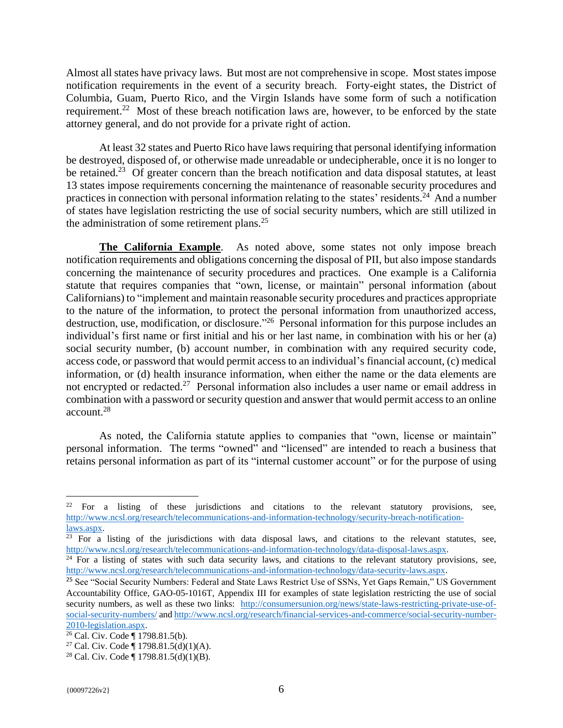Almost all states have privacy laws. But most are not comprehensive in scope. Most states impose notification requirements in the event of a security breach. Forty-eight states, the District of Columbia, Guam, Puerto Rico, and the Virgin Islands have some form of such a notification requirement.[22] Most of these breach notification laws are, however, to be enforced by the state attorney general, and do not provide for a private right of action.

At least 32 states and Puerto Rico have laws requiring that personal identifying information be destroyed, disposed of, or otherwise made unreadable or undecipherable, once it is no longer to be retained.[23] Of greater concern than the breach notification and data disposal statutes, at least 13 states impose requirements concerning the maintenance of reasonable security procedures and practices in connection with personal information relating to the states' residents.[24] And a number of states have legislation restricting the use of social security numbers, which are still utilized in the administration of some retirement plans.[25]

**The California Example**. As noted above, some states not only impose breach notification requirements and obligations concerning the disposal of PII, but also impose standards concerning the maintenance of security procedures and practices. One example is a California statute that requires companies that "own, license, or maintain" personal information (about Californians) to "implement and maintain reasonable security procedures and practices appropriate to the nature of the information, to protect the personal information from unauthorized access, destruction, use, modification, or disclosure."[26] Personal information for this purpose includes an individual's first name or first initial and his or her last name, in combination with his or her (a) social security number, (b) account number, in combination with any required security code, access code, or password that would permit access to an individual's financial account, (c) medical information, or (d) health insurance information, when either the name or the data elements are not encrypted or redacted.[27] Personal information also includes a user name or email address in combination with a password or security question and answer that would permit access to an online account.[28]

As noted, the California statute applies to companies that "own, license or maintain" personal information. The terms "owned" and "licensed" are intended to reach a business that retains personal information as part of its "internal customer account" or for the purpose of using

---

[22] For a listing of these jurisdictions and citations to the relevant statutory provisions, see, http://www.ncsl.org/research/telecommunications-and-information-technology/security-breach-notification-laws.aspx.

[23] For a listing of the jurisdictions with data disposal laws, and citations to the relevant statutes, see, http://www.ncsl.org/research/telecommunications-and-information-technology/data-disposal-laws.aspx.

[24] For a listing of states with such data security laws, and citations to the relevant statutory provisions, see, http://www.ncsl.org/research/telecommunications-and-information-technology/data-security-laws.aspx.

[25] See "Social Security Numbers: Federal and State Laws Restrict Use of SSNs, Yet Gaps Remain," US Government Accountability Office, GAO-05-1016T, Appendix III for examples of state legislation restricting the use of social security numbers, as well as these two links: http://consumersunion.org/news/state-laws-restricting-private-use-of-social-security-numbers/ and http://www.ncsl.org/research/financial-services-and-commerce/social-security-number-2010-legislation.aspx.

[26] Cal. Civ. Code ¶ 1798.81.5(b).

[27] Cal. Civ. Code ¶ 1798.81.5(d)(1)(A).

[28] Cal. Civ. Code ¶ 1798.81.5(d)(1)(B).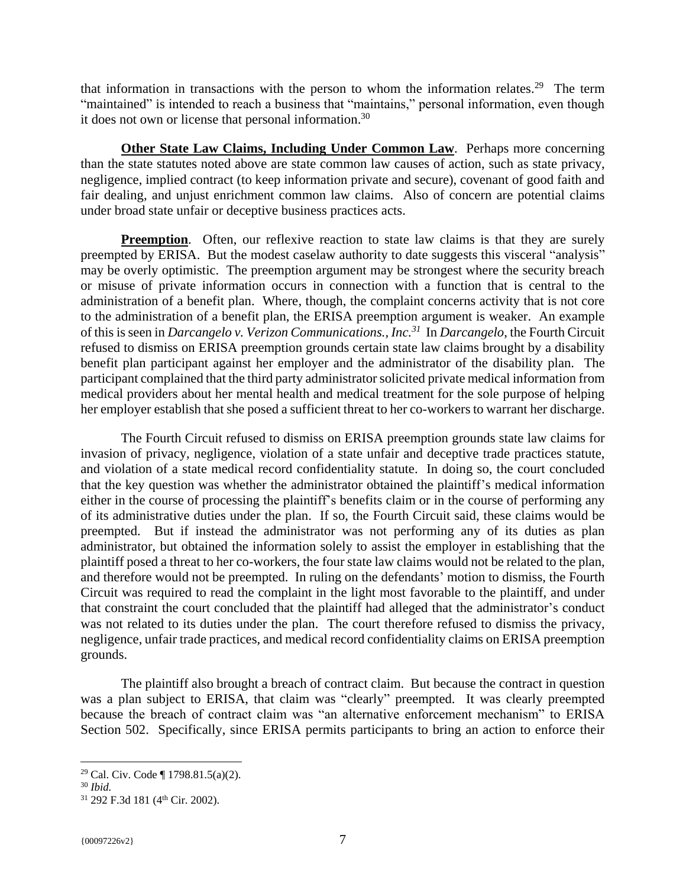that information in transactions with the person to whom the information relates.[29] The term "maintained" is intended to reach a business that "maintains," personal information, even though it does not own or license that personal information.[30]

**Other State Law Claims, Including Under Common Law**. Perhaps more concerning than the state statutes noted above are state common law causes of action, such as state privacy, negligence, implied contract (to keep information private and secure), covenant of good faith and fair dealing, and unjust enrichment common law claims. Also of concern are potential claims under broad state unfair or deceptive business practices acts.

**Preemption**. Often, our reflexive reaction to state law claims is that they are surely preempted by ERISA. But the modest caselaw authority to date suggests this visceral "analysis" may be overly optimistic. The preemption argument may be strongest where the security breach or misuse of private information occurs in connection with a function that is central to the administration of a benefit plan. Where, though, the complaint concerns activity that is not core to the administration of a benefit plan, the ERISA preemption argument is weaker. An example of this is seen in *Darcangelo v. Verizon Communications., Inc.*[31] In *Darcangelo*, the Fourth Circuit refused to dismiss on ERISA preemption grounds certain state law claims brought by a disability benefit plan participant against her employer and the administrator of the disability plan. The participant complained that the third party administrator solicited private medical information from medical providers about her mental health and medical treatment for the sole purpose of helping her employer establish that she posed a sufficient threat to her co-workers to warrant her discharge.

The Fourth Circuit refused to dismiss on ERISA preemption grounds state law claims for invasion of privacy, negligence, violation of a state unfair and deceptive trade practices statute, and violation of a state medical record confidentiality statute. In doing so, the court concluded that the key question was whether the administrator obtained the plaintiff's medical information either in the course of processing the plaintiff's benefits claim or in the course of performing any of its administrative duties under the plan. If so, the Fourth Circuit said, these claims would be preempted. But if instead the administrator was not performing any of its duties as plan administrator, but obtained the information solely to assist the employer in establishing that the plaintiff posed a threat to her co-workers, the four state law claims would not be related to the plan, and therefore would not be preempted. In ruling on the defendants' motion to dismiss, the Fourth Circuit was required to read the complaint in the light most favorable to the plaintiff, and under that constraint the court concluded that the plaintiff had alleged that the administrator's conduct was not related to its duties under the plan. The court therefore refused to dismiss the privacy, negligence, unfair trade practices, and medical record confidentiality claims on ERISA preemption grounds.

The plaintiff also brought a breach of contract claim. But because the contract in question was a plan subject to ERISA, that claim was "clearly" preempted. It was clearly preempted because the breach of contract claim was "an alternative enforcement mechanism" to ERISA Section 502. Specifically, since ERISA permits participants to bring an action to enforce their

---

[29] Cal. Civ. Code ¶ 1798.81.5(a)(2).

[30] *Ibid.*

[31] 292 F.3d 181 (4th Cir. 2002).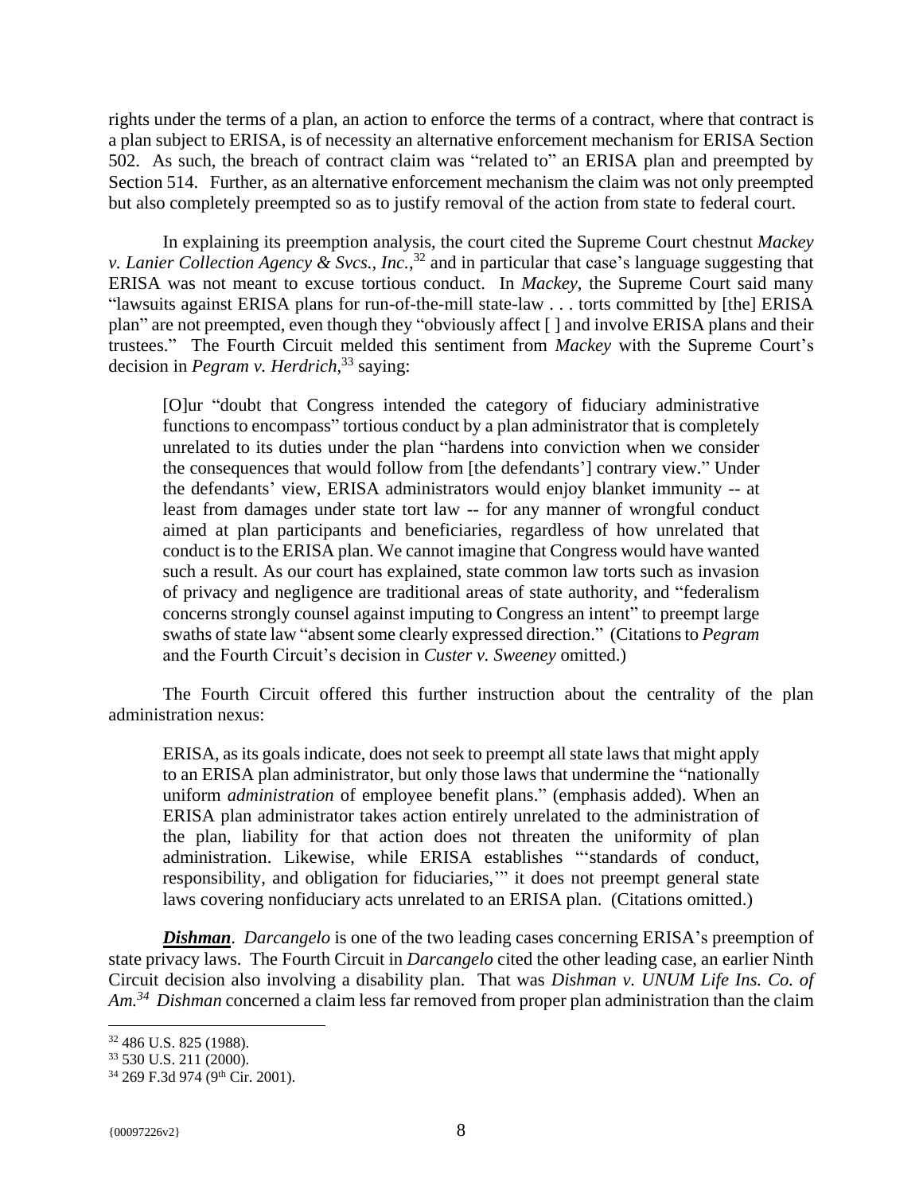rights under the terms of a plan, an action to enforce the terms of a contract, where that contract is a plan subject to ERISA, is of necessity an alternative enforcement mechanism for ERISA Section 502. As such, the breach of contract claim was "related to" an ERISA plan and preempted by Section 514. Further, as an alternative enforcement mechanism the claim was not only preempted but also completely preempted so as to justify removal of the action from state to federal court.

In explaining its preemption analysis, the court cited the Supreme Court chestnut *Mackey v. Lanier Collection Agency & Svcs., Inc.*,[32] and in particular that case's language suggesting that ERISA was not meant to excuse tortious conduct. In *Mackey*, the Supreme Court said many "lawsuits against ERISA plans for run-of-the-mill state-law . . . torts committed by [the] ERISA plan" are not preempted, even though they "obviously affect [ ] and involve ERISA plans and their trustees." The Fourth Circuit melded this sentiment from *Mackey* with the Supreme Court's decision in *Pegram v. Herdrich*,[33] saying:

> [O]ur "doubt that Congress intended the category of fiduciary administrative functions to encompass" tortious conduct by a plan administrator that is completely unrelated to its duties under the plan "hardens into conviction when we consider the consequences that would follow from [the defendants'] contrary view." Under the defendants' view, ERISA administrators would enjoy blanket immunity -- at least from damages under state tort law -- for any manner of wrongful conduct aimed at plan participants and beneficiaries, regardless of how unrelated that conduct is to the ERISA plan. We cannot imagine that Congress would have wanted such a result. As our court has explained, state common law torts such as invasion of privacy and negligence are traditional areas of state authority, and "federalism concerns strongly counsel against imputing to Congress an intent" to preempt large swaths of state law "absent some clearly expressed direction." (Citations to *Pegram* and the Fourth Circuit's decision in *Custer v. Sweeney* omitted.)

The Fourth Circuit offered this further instruction about the centrality of the plan administration nexus:

> ERISA, as its goals indicate, does not seek to preempt all state laws that might apply to an ERISA plan administrator, but only those laws that undermine the "nationally uniform *administration* of employee benefit plans." (emphasis added). When an ERISA plan administrator takes action entirely unrelated to the administration of the plan, liability for that action does not threaten the uniformity of plan administration. Likewise, while ERISA establishes "'standards of conduct, responsibility, and obligation for fiduciaries,'" it does not preempt general state laws covering nonfiduciary acts unrelated to an ERISA plan. (Citations omitted.)

***Dishman***. *Darcangelo* is one of the two leading cases concerning ERISA's preemption of state privacy laws. The Fourth Circuit in *Darcangelo* cited the other leading case, an earlier Ninth Circuit decision also involving a disability plan. That was *Dishman v. UNUM Life Ins. Co. of Am.*[34] *Dishman* concerned a claim less far removed from proper plan administration than the claim

---

[32] 486 U.S. 825 (1988).

[33] 530 U.S. 211 (2000).

[34] 269 F.3d 974 (9th Cir. 2001).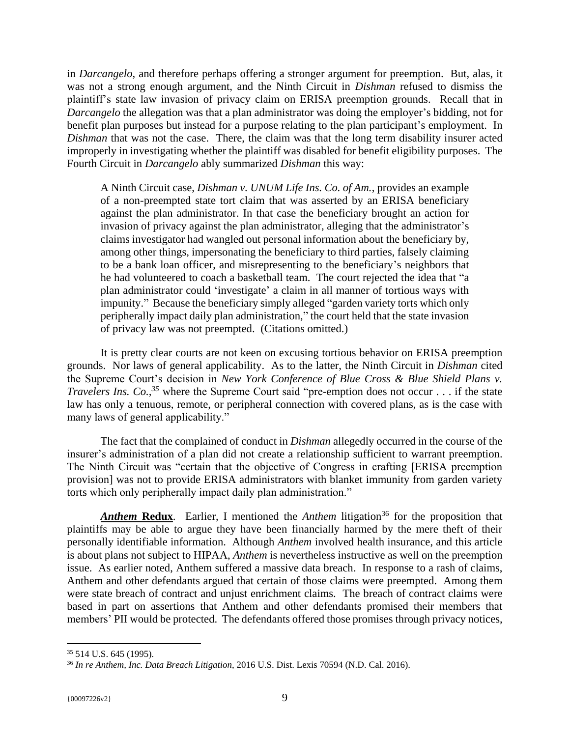in *Darcangelo*, and therefore perhaps offering a stronger argument for preemption. But, alas, it was not a strong enough argument, and the Ninth Circuit in *Dishman* refused to dismiss the plaintiff's state law invasion of privacy claim on ERISA preemption grounds. Recall that in *Darcangelo* the allegation was that a plan administrator was doing the employer's bidding, not for benefit plan purposes but instead for a purpose relating to the plan participant's employment. In *Dishman* that was not the case. There, the claim was that the long term disability insurer acted improperly in investigating whether the plaintiff was disabled for benefit eligibility purposes. The Fourth Circuit in *Darcangelo* ably summarized *Dishman* this way:

> A Ninth Circuit case, *Dishman v. UNUM Life Ins. Co. of Am.*, provides an example of a non-preempted state tort claim that was asserted by an ERISA beneficiary against the plan administrator. In that case the beneficiary brought an action for invasion of privacy against the plan administrator, alleging that the administrator's claims investigator had wangled out personal information about the beneficiary by, among other things, impersonating the beneficiary to third parties, falsely claiming to be a bank loan officer, and misrepresenting to the beneficiary's neighbors that he had volunteered to coach a basketball team. The court rejected the idea that "a plan administrator could 'investigate' a claim in all manner of tortious ways with impunity." Because the beneficiary simply alleged "garden variety torts which only peripherally impact daily plan administration," the court held that the state invasion of privacy law was not preempted. (Citations omitted.)

It is pretty clear courts are not keen on excusing tortious behavior on ERISA preemption grounds. Nor laws of general applicability. As to the latter, the Ninth Circuit in *Dishman* cited the Supreme Court's decision in *New York Conference of Blue Cross & Blue Shield Plans v. Travelers Ins. Co.,*[35] where the Supreme Court said "pre-emption does not occur . . . if the state law has only a tenuous, remote, or peripheral connection with covered plans, as is the case with many laws of general applicability."

The fact that the complained of conduct in *Dishman* allegedly occurred in the course of the insurer's administration of a plan did not create a relationship sufficient to warrant preemption. The Ninth Circuit was "certain that the objective of Congress in crafting [ERISA preemption provision] was not to provide ERISA administrators with blanket immunity from garden variety torts which only peripherally impact daily plan administration."

***Anthem* Redux**. Earlier, I mentioned the *Anthem* litigation[36] for the proposition that plaintiffs may be able to argue they have been financially harmed by the mere theft of their personally identifiable information. Although *Anthem* involved health insurance, and this article is about plans not subject to HIPAA, *Anthem* is nevertheless instructive as well on the preemption issue. As earlier noted, Anthem suffered a massive data breach. In response to a rash of claims, Anthem and other defendants argued that certain of those claims were preempted. Among them were state breach of contract and unjust enrichment claims. The breach of contract claims were based in part on assertions that Anthem and other defendants promised their members that members' PII would be protected. The defendants offered those promises through privacy notices,

---

[35] 514 U.S. 645 (1995).

[36] *In re Anthem, Inc. Data Breach Litigation*, 2016 U.S. Dist. Lexis 70594 (N.D. Cal. 2016).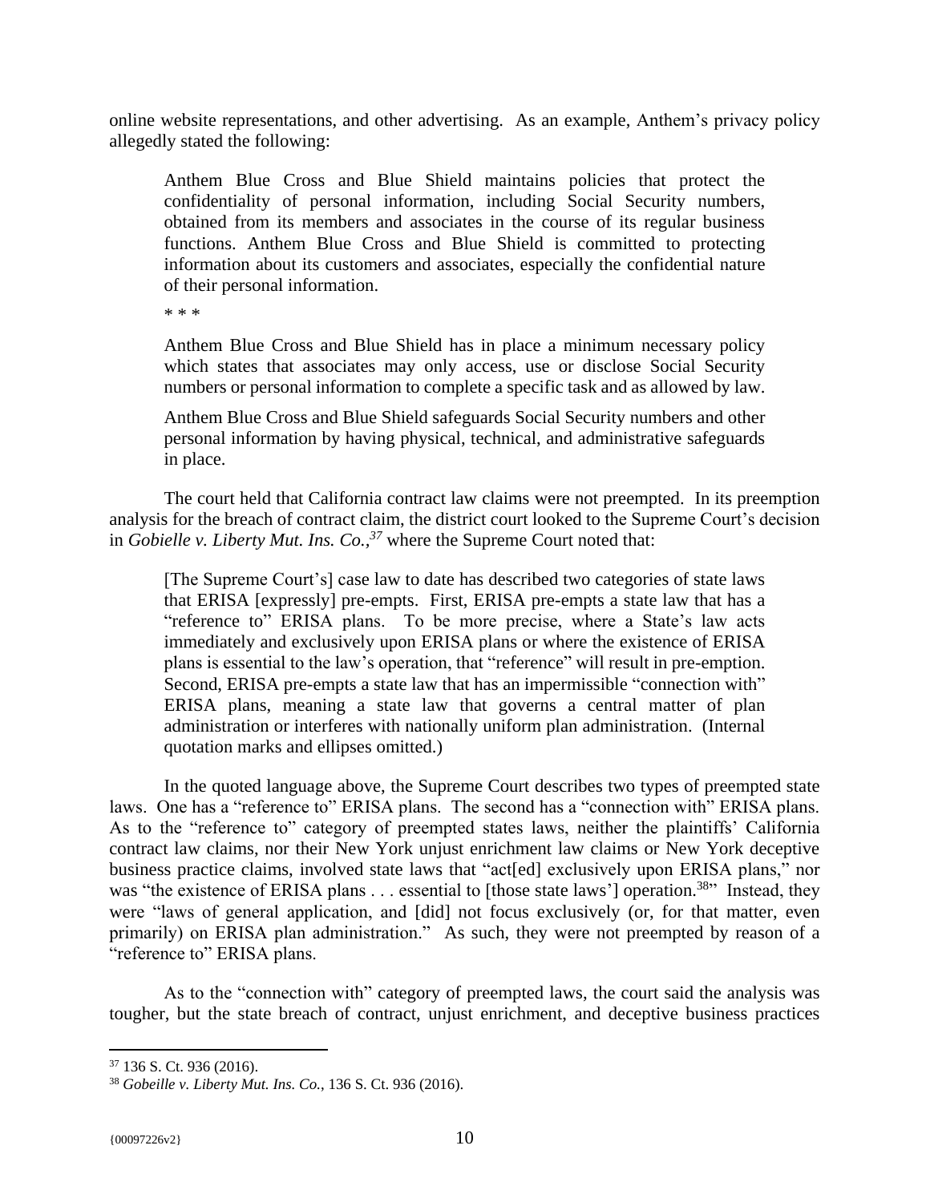online website representations, and other advertising. As an example, Anthem's privacy policy allegedly stated the following:

> Anthem Blue Cross and Blue Shield maintains policies that protect the confidentiality of personal information, including Social Security numbers, obtained from its members and associates in the course of its regular business functions. Anthem Blue Cross and Blue Shield is committed to protecting information about its customers and associates, especially the confidential nature of their personal information.
>
> * * *
>
> Anthem Blue Cross and Blue Shield has in place a minimum necessary policy which states that associates may only access, use or disclose Social Security numbers or personal information to complete a specific task and as allowed by law.
>
> Anthem Blue Cross and Blue Shield safeguards Social Security numbers and other personal information by having physical, technical, and administrative safeguards in place.

The court held that California contract law claims were not preempted. In its preemption analysis for the breach of contract claim, the district court looked to the Supreme Court's decision in *Gobielle v. Liberty Mut. Ins. Co.*,[37] where the Supreme Court noted that:

> [The Supreme Court's] case law to date has described two categories of state laws that ERISA [expressly] pre-empts. First, ERISA pre-empts a state law that has a "reference to" ERISA plans. To be more precise, where a State's law acts immediately and exclusively upon ERISA plans or where the existence of ERISA plans is essential to the law's operation, that "reference" will result in pre-emption. Second, ERISA pre-empts a state law that has an impermissible "connection with" ERISA plans, meaning a state law that governs a central matter of plan administration or interferes with nationally uniform plan administration. (Internal quotation marks and ellipses omitted.)

In the quoted language above, the Supreme Court describes two types of preempted state laws. One has a "reference to" ERISA plans. The second has a "connection with" ERISA plans. As to the "reference to" category of preempted states laws, neither the plaintiffs' California contract law claims, nor their New York unjust enrichment law claims or New York deceptive business practice claims, involved state laws that "act[ed] exclusively upon ERISA plans," nor was "the existence of ERISA plans . . . essential to [those state laws'] operation.[38]" Instead, they were "laws of general application, and [did] not focus exclusively (or, for that matter, even primarily) on ERISA plan administration." As such, they were not preempted by reason of a "reference to" ERISA plans.

As to the "connection with" category of preempted laws, the court said the analysis was tougher, but the state breach of contract, unjust enrichment, and deceptive business practices

---

[37] 136 S. Ct. 936 (2016).

[38] *Gobeille v. Liberty Mut. Ins. Co.*, 136 S. Ct. 936 (2016).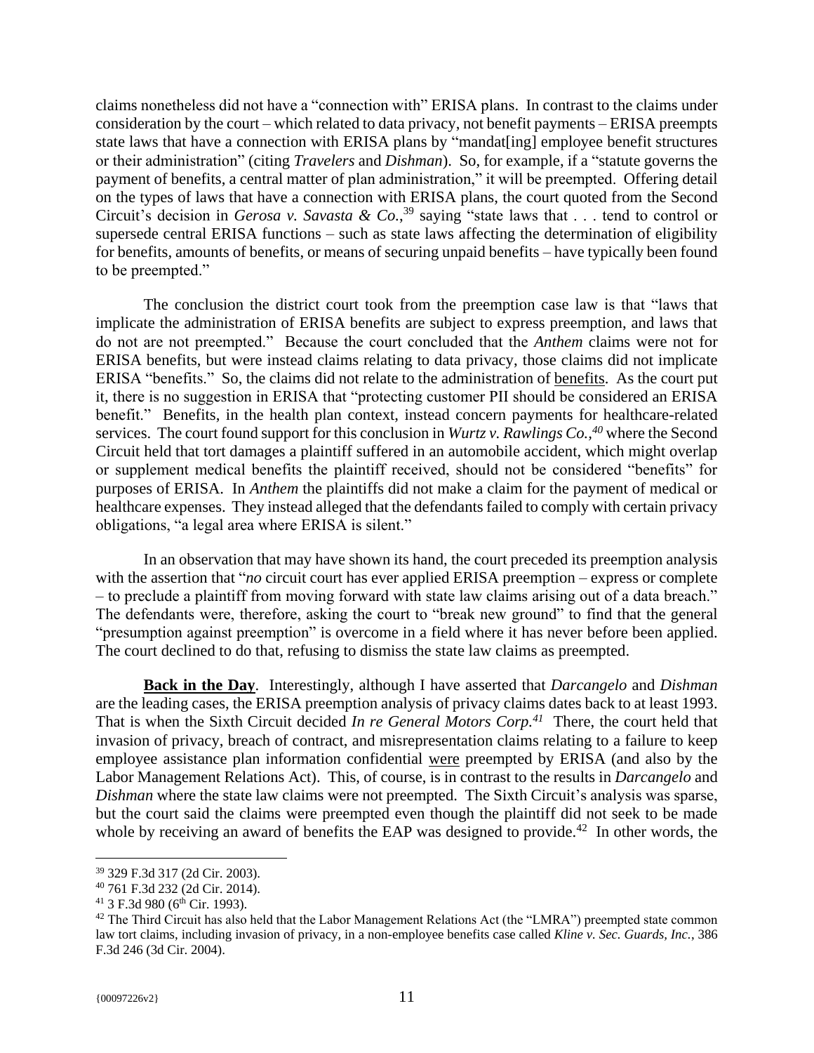claims nonetheless did not have a "connection with" ERISA plans. In contrast to the claims under consideration by the court – which related to data privacy, not benefit payments – ERISA preempts state laws that have a connection with ERISA plans by "mandat[ing] employee benefit structures or their administration" (citing *Travelers* and *Dishman*). So, for example, if a "statute governs the payment of benefits, a central matter of plan administration," it will be preempted. Offering detail on the types of laws that have a connection with ERISA plans, the court quoted from the Second Circuit's decision in *Gerosa v. Savasta & Co.*,[39] saying "state laws that . . . tend to control or supersede central ERISA functions – such as state laws affecting the determination of eligibility for benefits, amounts of benefits, or means of securing unpaid benefits – have typically been found to be preempted."

The conclusion the district court took from the preemption case law is that "laws that implicate the administration of ERISA benefits are subject to express preemption, and laws that do not are not preempted." Because the court concluded that the *Anthem* claims were not for ERISA benefits, but were instead claims relating to data privacy, those claims did not implicate ERISA "benefits." So, the claims did not relate to the administration of <u>benefits</u>. As the court put it, there is no suggestion in ERISA that "protecting customer PII should be considered an ERISA benefit." Benefits, in the health plan context, instead concern payments for healthcare-related services. The court found support for this conclusion in *Wurtz v. Rawlings Co.*,[40] where the Second Circuit held that tort damages a plaintiff suffered in an automobile accident, which might overlap or supplement medical benefits the plaintiff received, should not be considered "benefits" for purposes of ERISA. In *Anthem* the plaintiffs did not make a claim for the payment of medical or healthcare expenses. They instead alleged that the defendants failed to comply with certain privacy obligations, "a legal area where ERISA is silent."

In an observation that may have shown its hand, the court preceded its preemption analysis with the assertion that "*no* circuit court has ever applied ERISA preemption – express or complete – to preclude a plaintiff from moving forward with state law claims arising out of a data breach." The defendants were, therefore, asking the court to "break new ground" to find that the general "presumption against preemption" is overcome in a field where it has never before been applied. The court declined to do that, refusing to dismiss the state law claims as preempted.

<u>**Back in the Day**</u>. Interestingly, although I have asserted that *Darcangelo* and *Dishman* are the leading cases, the ERISA preemption analysis of privacy claims dates back to at least 1993. That is when the Sixth Circuit decided *In re General Motors Corp.*[41] There, the court held that invasion of privacy, breach of contract, and misrepresentation claims relating to a failure to keep employee assistance plan information confidential <u>were</u> preempted by ERISA (and also by the Labor Management Relations Act). This, of course, is in contrast to the results in *Darcangelo* and *Dishman* where the state law claims were not preempted. The Sixth Circuit's analysis was sparse, but the court said the claims were preempted even though the plaintiff did not seek to be made whole by receiving an award of benefits the EAP was designed to provide.[42] In other words, the

---

[39] 329 F.3d 317 (2d Cir. 2003).

[40] 761 F.3d 232 (2d Cir. 2014).

[41] 3 F.3d 980 (6th Cir. 1993).

[42] The Third Circuit has also held that the Labor Management Relations Act (the "LMRA") preempted state common law tort claims, including invasion of privacy, in a non-employee benefits case called *Kline v. Sec. Guards, Inc.*, 386 F.3d 246 (3d Cir. 2004).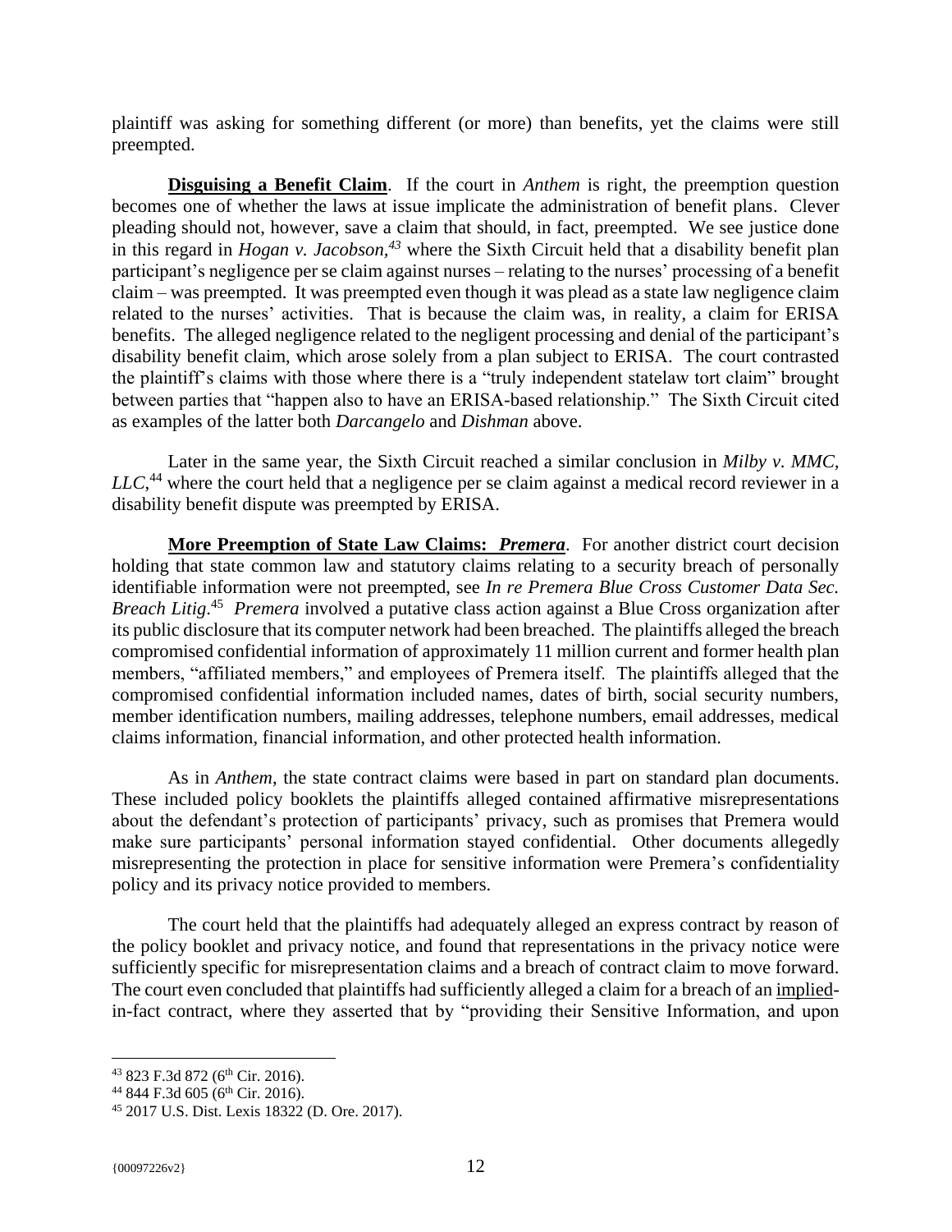plaintiff was asking for something different (or more) than benefits, yet the claims were still preempted.

**Disguising a Benefit Claim**. If the court in *Anthem* is right, the preemption question becomes one of whether the laws at issue implicate the administration of benefit plans. Clever pleading should not, however, save a claim that should, in fact, preempted. We see justice done in this regard in *Hogan v. Jacobson,*[43] where the Sixth Circuit held that a disability benefit plan participant's negligence per se claim against nurses – relating to the nurses' processing of a benefit claim – was preempted. It was preempted even though it was plead as a state law negligence claim related to the nurses' activities. That is because the claim was, in reality, a claim for ERISA benefits. The alleged negligence related to the negligent processing and denial of the participant's disability benefit claim, which arose solely from a plan subject to ERISA. The court contrasted the plaintiff's claims with those where there is a "truly independent statelaw tort claim" brought between parties that "happen also to have an ERISA-based relationship." The Sixth Circuit cited as examples of the latter both *Darcangelo* and *Dishman* above.

Later in the same year, the Sixth Circuit reached a similar conclusion in *Milby v. MMC, LLC,*[44] where the court held that a negligence per se claim against a medical record reviewer in a disability benefit dispute was preempted by ERISA.

**More Preemption of State Law Claims: *Premera***. For another district court decision holding that state common law and statutory claims relating to a security breach of personally identifiable information were not preempted, see *In re Premera Blue Cross Customer Data Sec. Breach Litig.*[45] *Premera* involved a putative class action against a Blue Cross organization after its public disclosure that its computer network had been breached. The plaintiffs alleged the breach compromised confidential information of approximately 11 million current and former health plan members, "affiliated members," and employees of Premera itself. The plaintiffs alleged that the compromised confidential information included names, dates of birth, social security numbers, member identification numbers, mailing addresses, telephone numbers, email addresses, medical claims information, financial information, and other protected health information.

As in *Anthem*, the state contract claims were based in part on standard plan documents. These included policy booklets the plaintiffs alleged contained affirmative misrepresentations about the defendant's protection of participants' privacy, such as promises that Premera would make sure participants' personal information stayed confidential. Other documents allegedly misrepresenting the protection in place for sensitive information were Premera's confidentiality policy and its privacy notice provided to members.

The court held that the plaintiffs had adequately alleged an express contract by reason of the policy booklet and privacy notice, and found that representations in the privacy notice were sufficiently specific for misrepresentation claims and a breach of contract claim to move forward. The court even concluded that plaintiffs had sufficiently alleged a claim for a breach of an implied-in-fact contract, where they asserted that by "providing their Sensitive Information, and upon

---

[43] 823 F.3d 872 (6th Cir. 2016).

[44] 844 F.3d 605 (6th Cir. 2016).

[45] 2017 U.S. Dist. Lexis 18322 (D. Ore. 2017).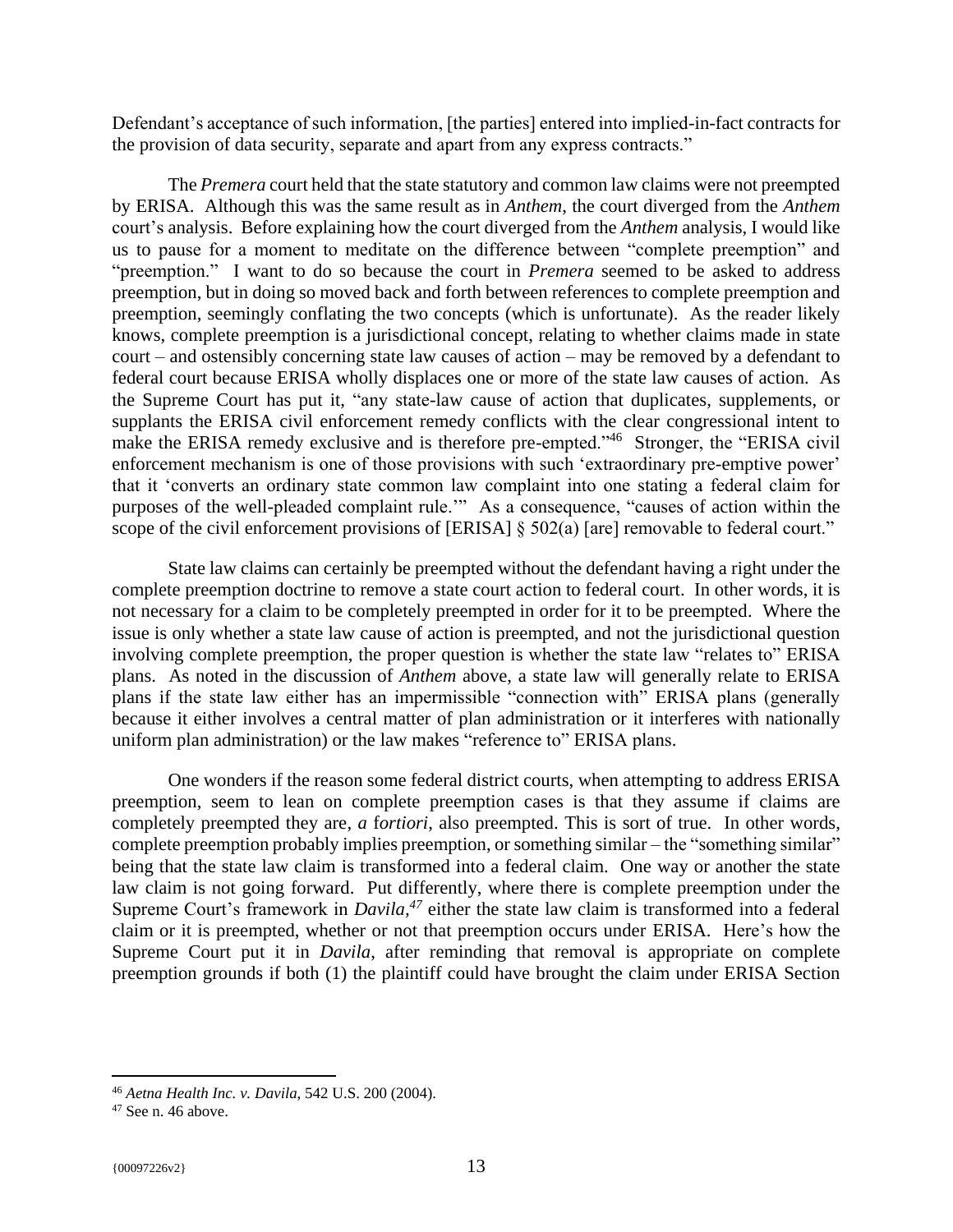Defendant's acceptance of such information, [the parties] entered into implied-in-fact contracts for the provision of data security, separate and apart from any express contracts."

The *Premera* court held that the state statutory and common law claims were not preempted by ERISA. Although this was the same result as in *Anthem*, the court diverged from the *Anthem* court's analysis. Before explaining how the court diverged from the *Anthem* analysis, I would like us to pause for a moment to meditate on the difference between "complete preemption" and "preemption." I want to do so because the court in *Premera* seemed to be asked to address preemption, but in doing so moved back and forth between references to complete preemption and preemption, seemingly conflating the two concepts (which is unfortunate). As the reader likely knows, complete preemption is a jurisdictional concept, relating to whether claims made in state court – and ostensibly concerning state law causes of action – may be removed by a defendant to federal court because ERISA wholly displaces one or more of the state law causes of action. As the Supreme Court has put it, "any state-law cause of action that duplicates, supplements, or supplants the ERISA civil enforcement remedy conflicts with the clear congressional intent to make the ERISA remedy exclusive and is therefore pre-empted."[46] Stronger, the "ERISA civil enforcement mechanism is one of those provisions with such 'extraordinary pre-emptive power' that it 'converts an ordinary state common law complaint into one stating a federal claim for purposes of the well-pleaded complaint rule.'" As a consequence, "causes of action within the scope of the civil enforcement provisions of [ERISA] § 502(a) [are] removable to federal court."

State law claims can certainly be preempted without the defendant having a right under the complete preemption doctrine to remove a state court action to federal court. In other words, it is not necessary for a claim to be completely preempted in order for it to be preempted. Where the issue is only whether a state law cause of action is preempted, and not the jurisdictional question involving complete preemption, the proper question is whether the state law "relates to" ERISA plans. As noted in the discussion of *Anthem* above, a state law will generally relate to ERISA plans if the state law either has an impermissible "connection with" ERISA plans (generally because it either involves a central matter of plan administration or it interferes with nationally uniform plan administration) or the law makes "reference to" ERISA plans.

One wonders if the reason some federal district courts, when attempting to address ERISA preemption, seem to lean on complete preemption cases is that they assume if claims are completely preempted they are, *a fortiori*, also preempted. This is sort of true. In other words, complete preemption probably implies preemption, or something similar – the "something similar" being that the state law claim is transformed into a federal claim. One way or another the state law claim is not going forward. Put differently, where there is complete preemption under the Supreme Court's framework in *Davila*,[47] either the state law claim is transformed into a federal claim or it is preempted, whether or not that preemption occurs under ERISA. Here's how the Supreme Court put it in *Davila*, after reminding that removal is appropriate on complete preemption grounds if both (1) the plaintiff could have brought the claim under ERISA Section

---

[46] *Aetna Health Inc. v. Davila*, 542 U.S. 200 (2004).

[47] See n. 46 above.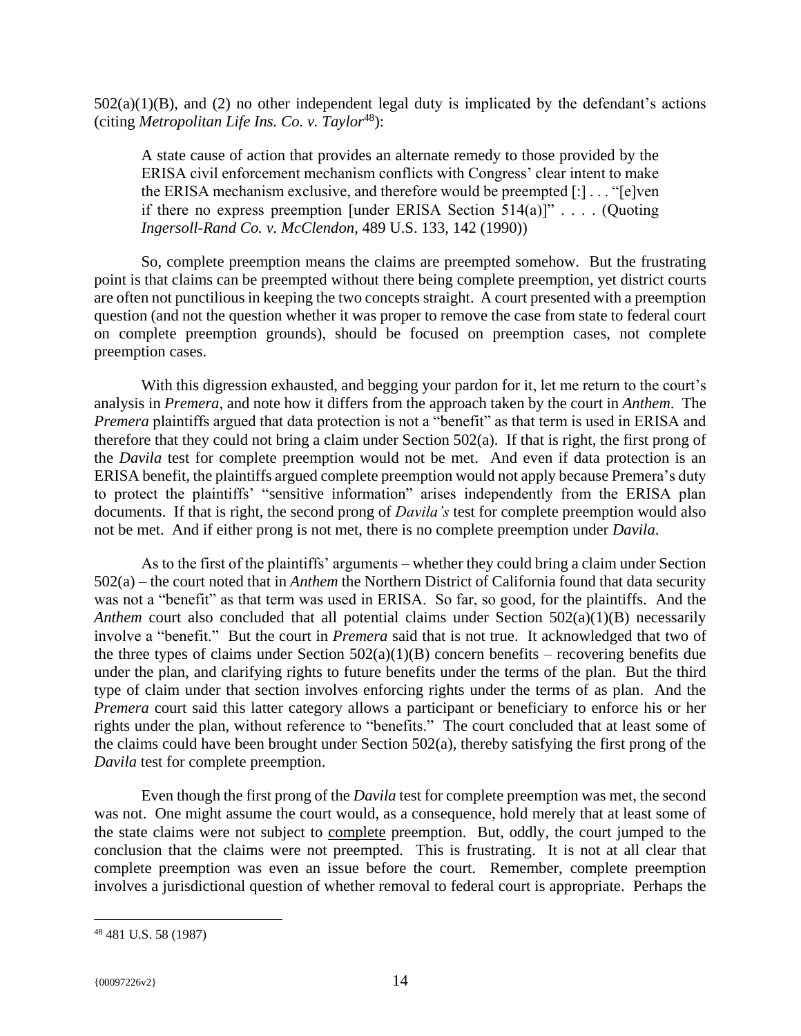502(a)(1)(B), and (2) no other independent legal duty is implicated by the defendant's actions (citing *Metropolitan Life Ins. Co. v. Taylor*[48]):

> A state cause of action that provides an alternate remedy to those provided by the ERISA civil enforcement mechanism conflicts with Congress' clear intent to make the ERISA mechanism exclusive, and therefore would be preempted [:] . . . "[e]ven if there no express preemption [under ERISA Section 514(a)]" . . . . (Quoting *Ingersoll-Rand Co. v. McClendon*, 489 U.S. 133, 142 (1990))

So, complete preemption means the claims are preempted somehow. But the frustrating point is that claims can be preempted without there being complete preemption, yet district courts are often not punctilious in keeping the two concepts straight. A court presented with a preemption question (and not the question whether it was proper to remove the case from state to federal court on complete preemption grounds), should be focused on preemption cases, not complete preemption cases.

With this digression exhausted, and begging your pardon for it, let me return to the court's analysis in *Premera*, and note how it differs from the approach taken by the court in *Anthem*. The *Premera* plaintiffs argued that data protection is not a "benefit" as that term is used in ERISA and therefore that they could not bring a claim under Section 502(a). If that is right, the first prong of the *Davila* test for complete preemption would not be met. And even if data protection is an ERISA benefit, the plaintiffs argued complete preemption would not apply because Premera's duty to protect the plaintiffs' "sensitive information" arises independently from the ERISA plan documents. If that is right, the second prong of *Davila's* test for complete preemption would also not be met. And if either prong is not met, there is no complete preemption under *Davila*.

As to the first of the plaintiffs' arguments – whether they could bring a claim under Section 502(a) – the court noted that in *Anthem* the Northern District of California found that data security was not a "benefit" as that term was used in ERISA. So far, so good, for the plaintiffs. And the *Anthem* court also concluded that all potential claims under Section 502(a)(1)(B) necessarily involve a "benefit." But the court in *Premera* said that is not true. It acknowledged that two of the three types of claims under Section 502(a)(1)(B) concern benefits – recovering benefits due under the plan, and clarifying rights to future benefits under the terms of the plan. But the third type of claim under that section involves enforcing rights under the terms of as plan. And the *Premera* court said this latter category allows a participant or beneficiary to enforce his or her rights under the plan, without reference to "benefits." The court concluded that at least some of the claims could have been brought under Section 502(a), thereby satisfying the first prong of the *Davila* test for complete preemption.

Even though the first prong of the *Davila* test for complete preemption was met, the second was not. One might assume the court would, as a consequence, hold merely that at least some of the state claims were not subject to complete preemption. But, oddly, the court jumped to the conclusion that the claims were not preempted. This is frustrating. It is not at all clear that complete preemption was even an issue before the court. Remember, complete preemption involves a jurisdictional question of whether removal to federal court is appropriate. Perhaps the

---

[48] 481 U.S. 58 (1987)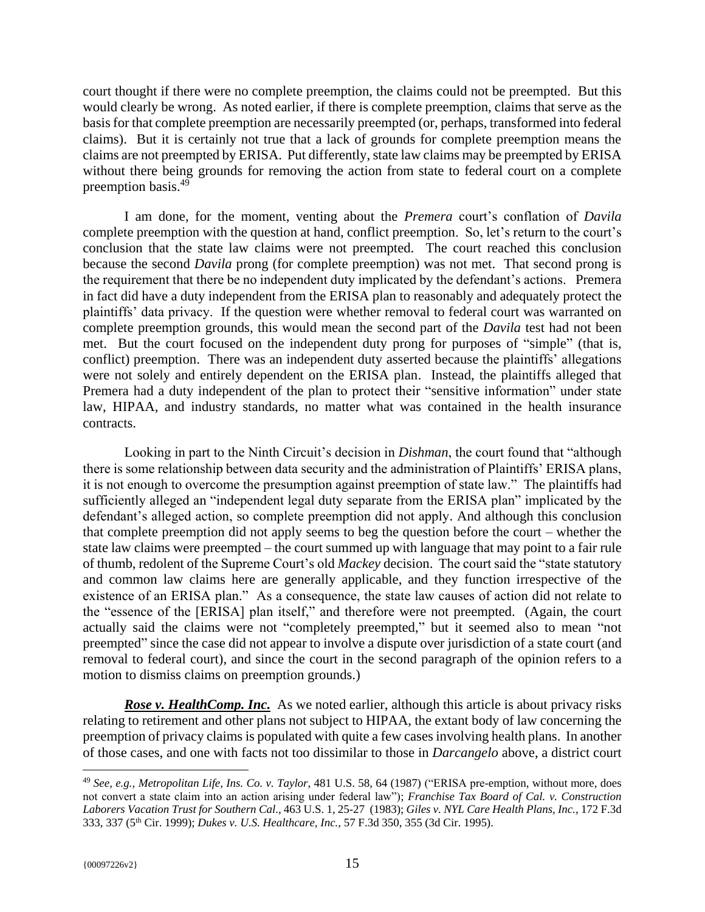court thought if there were no complete preemption, the claims could not be preempted. But this would clearly be wrong. As noted earlier, if there is complete preemption, claims that serve as the basis for that complete preemption are necessarily preempted (or, perhaps, transformed into federal claims). But it is certainly not true that a lack of grounds for complete preemption means the claims are not preempted by ERISA. Put differently, state law claims may be preempted by ERISA without there being grounds for removing the action from state to federal court on a complete preemption basis.[49]

I am done, for the moment, venting about the *Premera* court's conflation of *Davila* complete preemption with the question at hand, conflict preemption. So, let's return to the court's conclusion that the state law claims were not preempted. The court reached this conclusion because the second *Davila* prong (for complete preemption) was not met. That second prong is the requirement that there be no independent duty implicated by the defendant's actions. Premera in fact did have a duty independent from the ERISA plan to reasonably and adequately protect the plaintiffs' data privacy. If the question were whether removal to federal court was warranted on complete preemption grounds, this would mean the second part of the *Davila* test had not been met. But the court focused on the independent duty prong for purposes of "simple" (that is, conflict) preemption. There was an independent duty asserted because the plaintiffs' allegations were not solely and entirely dependent on the ERISA plan. Instead, the plaintiffs alleged that Premera had a duty independent of the plan to protect their "sensitive information" under state law, HIPAA, and industry standards, no matter what was contained in the health insurance contracts.

Looking in part to the Ninth Circuit's decision in *Dishman*, the court found that "although there is some relationship between data security and the administration of Plaintiffs' ERISA plans, it is not enough to overcome the presumption against preemption of state law." The plaintiffs had sufficiently alleged an "independent legal duty separate from the ERISA plan" implicated by the defendant's alleged action, so complete preemption did not apply. And although this conclusion that complete preemption did not apply seems to beg the question before the court – whether the state law claims were preempted – the court summed up with language that may point to a fair rule of thumb, redolent of the Supreme Court's old *Mackey* decision. The court said the "state statutory and common law claims here are generally applicable, and they function irrespective of the existence of an ERISA plan." As a consequence, the state law causes of action did not relate to the "essence of the [ERISA] plan itself," and therefore were not preempted. (Again, the court actually said the claims were not "completely preempted," but it seemed also to mean "not preempted" since the case did not appear to involve a dispute over jurisdiction of a state court (and removal to federal court), and since the court in the second paragraph of the opinion refers to a motion to dismiss claims on preemption grounds.)

***Rose v. HealthComp. Inc.*** As we noted earlier, although this article is about privacy risks relating to retirement and other plans not subject to HIPAA, the extant body of law concerning the preemption of privacy claims is populated with quite a few cases involving health plans. In another of those cases, and one with facts not too dissimilar to those in *Darcangelo* above, a district court

---

[49] *See, e.g., Metropolitan Life, Ins. Co. v. Taylor,* 481 U.S. 58, 64 (1987) ("ERISA pre-emption, without more, does not convert a state claim into an action arising under federal law"); *Franchise Tax Board of Cal. v. Construction Laborers Vacation Trust for Southern Cal*., 463 U.S. 1, 25-27 (1983); *Giles v. NYL Care Health Plans, Inc.,* 172 F.3d 333, 337 (5th Cir. 1999); *Dukes v. U.S. Healthcare, Inc.*, 57 F.3d 350, 355 (3d Cir. 1995).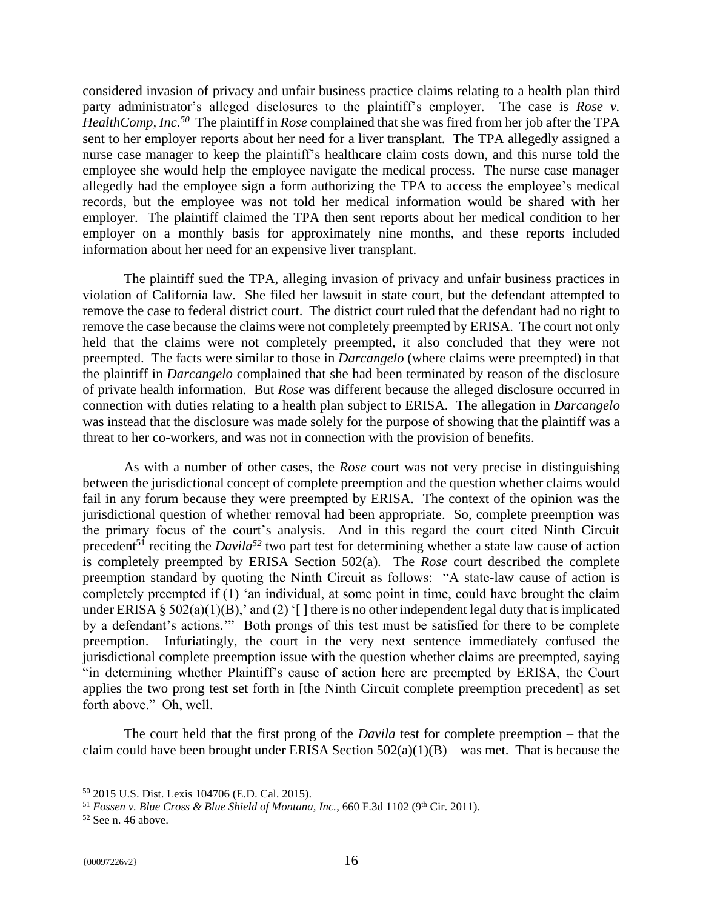considered invasion of privacy and unfair business practice claims relating to a health plan third party administrator's alleged disclosures to the plaintiff's employer. The case is *Rose v. HealthComp, Inc.*[50] The plaintiff in *Rose* complained that she was fired from her job after the TPA sent to her employer reports about her need for a liver transplant. The TPA allegedly assigned a nurse case manager to keep the plaintiff's healthcare claim costs down, and this nurse told the employee she would help the employee navigate the medical process. The nurse case manager allegedly had the employee sign a form authorizing the TPA to access the employee's medical records, but the employee was not told her medical information would be shared with her employer. The plaintiff claimed the TPA then sent reports about her medical condition to her employer on a monthly basis for approximately nine months, and these reports included information about her need for an expensive liver transplant.

The plaintiff sued the TPA, alleging invasion of privacy and unfair business practices in violation of California law. She filed her lawsuit in state court, but the defendant attempted to remove the case to federal district court. The district court ruled that the defendant had no right to remove the case because the claims were not completely preempted by ERISA. The court not only held that the claims were not completely preempted, it also concluded that they were not preempted. The facts were similar to those in *Darcangelo* (where claims were preempted) in that the plaintiff in *Darcangelo* complained that she had been terminated by reason of the disclosure of private health information. But *Rose* was different because the alleged disclosure occurred in connection with duties relating to a health plan subject to ERISA. The allegation in *Darcangelo* was instead that the disclosure was made solely for the purpose of showing that the plaintiff was a threat to her co-workers, and was not in connection with the provision of benefits.

As with a number of other cases, the *Rose* court was not very precise in distinguishing between the jurisdictional concept of complete preemption and the question whether claims would fail in any forum because they were preempted by ERISA. The context of the opinion was the jurisdictional question of whether removal had been appropriate. So, complete preemption was the primary focus of the court's analysis. And in this regard the court cited Ninth Circuit precedent[51] reciting the *Davila*[52] two part test for determining whether a state law cause of action is completely preempted by ERISA Section 502(a). The *Rose* court described the complete preemption standard by quoting the Ninth Circuit as follows: "A state-law cause of action is completely preempted if (1) 'an individual, at some point in time, could have brought the claim under ERISA § 502(a)(1)(B),' and (2) '[ ] there is no other independent legal duty that is implicated by a defendant's actions.'" Both prongs of this test must be satisfied for there to be complete preemption. Infuriatingly, the court in the very next sentence immediately confused the jurisdictional complete preemption issue with the question whether claims are preempted, saying "in determining whether Plaintiff's cause of action here are preempted by ERISA, the Court applies the two prong test set forth in [the Ninth Circuit complete preemption precedent] as set forth above." Oh, well.

The court held that the first prong of the *Davila* test for complete preemption – that the claim could have been brought under ERISA Section 502(a)(1)(B) – was met. That is because the

---

[50] 2015 U.S. Dist. Lexis 104706 (E.D. Cal. 2015).

[51] *Fossen v. Blue Cross & Blue Shield of Montana, Inc.*, 660 F.3d 1102 (9th Cir. 2011).

[52] See n. 46 above.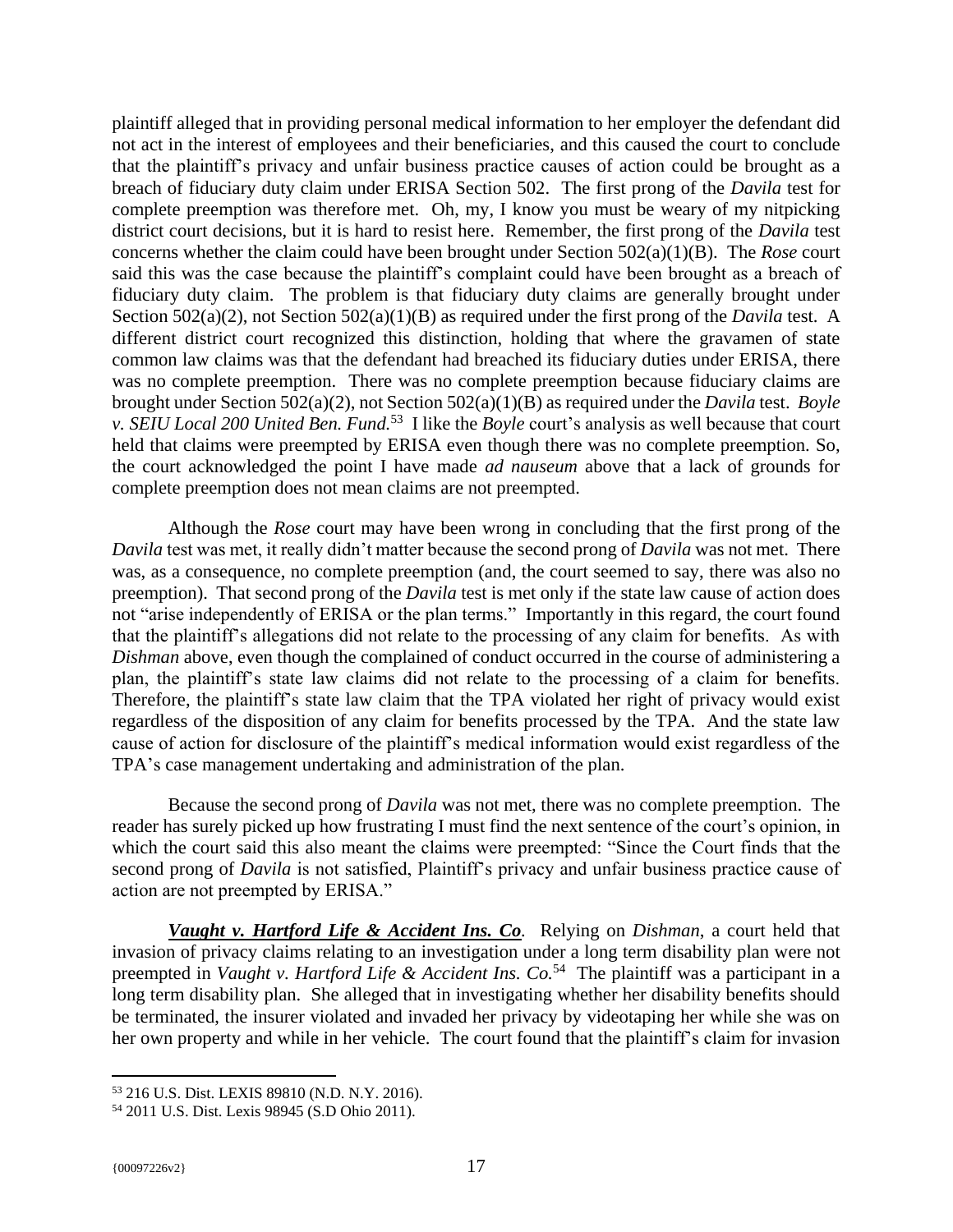plaintiff alleged that in providing personal medical information to her employer the defendant did not act in the interest of employees and their beneficiaries, and this caused the court to conclude that the plaintiff's privacy and unfair business practice causes of action could be brought as a breach of fiduciary duty claim under ERISA Section 502. The first prong of the *Davila* test for complete preemption was therefore met. Oh, my, I know you must be weary of my nitpicking district court decisions, but it is hard to resist here. Remember, the first prong of the *Davila* test concerns whether the claim could have been brought under Section 502(a)(1)(B). The *Rose* court said this was the case because the plaintiff's complaint could have been brought as a breach of fiduciary duty claim. The problem is that fiduciary duty claims are generally brought under Section 502(a)(2), not Section 502(a)(1)(B) as required under the first prong of the *Davila* test. A different district court recognized this distinction, holding that where the gravamen of state common law claims was that the defendant had breached its fiduciary duties under ERISA, there was no complete preemption. There was no complete preemption because fiduciary claims are brought under Section 502(a)(2), not Section 502(a)(1)(B) as required under the *Davila* test. *Boyle v. SEIU Local 200 United Ben. Fund.*[53] I like the *Boyle* court's analysis as well because that court held that claims were preempted by ERISA even though there was no complete preemption. So, the court acknowledged the point I have made *ad nauseum* above that a lack of grounds for complete preemption does not mean claims are not preempted.

Although the *Rose* court may have been wrong in concluding that the first prong of the *Davila* test was met, it really didn't matter because the second prong of *Davila* was not met. There was, as a consequence, no complete preemption (and, the court seemed to say, there was also no preemption). That second prong of the *Davila* test is met only if the state law cause of action does not "arise independently of ERISA or the plan terms." Importantly in this regard, the court found that the plaintiff's allegations did not relate to the processing of any claim for benefits. As with *Dishman* above, even though the complained of conduct occurred in the course of administering a plan, the plaintiff's state law claims did not relate to the processing of a claim for benefits. Therefore, the plaintiff's state law claim that the TPA violated her right of privacy would exist regardless of the disposition of any claim for benefits processed by the TPA. And the state law cause of action for disclosure of the plaintiff's medical information would exist regardless of the TPA's case management undertaking and administration of the plan.

Because the second prong of *Davila* was not met, there was no complete preemption. The reader has surely picked up how frustrating I must find the next sentence of the court's opinion, in which the court said this also meant the claims were preempted: "Since the Court finds that the second prong of *Davila* is not satisfied, Plaintiff's privacy and unfair business practice cause of action are not preempted by ERISA."

***Vaught v. Hartford Life & Accident Ins. Co*.** Relying on *Dishman*, a court held that invasion of privacy claims relating to an investigation under a long term disability plan were not preempted in *Vaught v. Hartford Life & Accident Ins. Co.*[54] The plaintiff was a participant in a long term disability plan. She alleged that in investigating whether her disability benefits should be terminated, the insurer violated and invaded her privacy by videotaping her while she was on her own property and while in her vehicle. The court found that the plaintiff's claim for invasion

---

[53] 216 U.S. Dist. LEXIS 89810 (N.D. N.Y. 2016).

[54] 2011 U.S. Dist. Lexis 98945 (S.D Ohio 2011).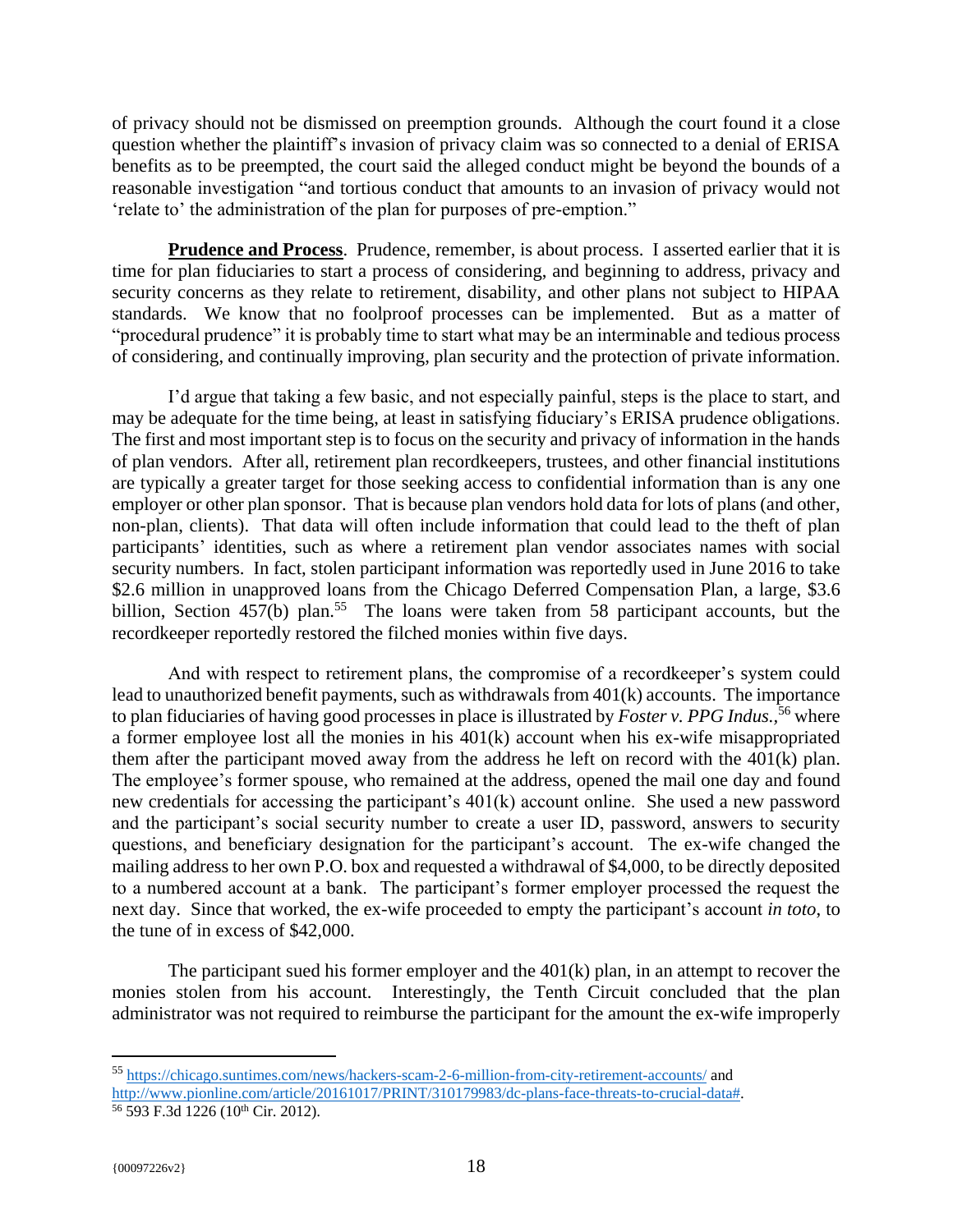of privacy should not be dismissed on preemption grounds. Although the court found it a close question whether the plaintiff's invasion of privacy claim was so connected to a denial of ERISA benefits as to be preempted, the court said the alleged conduct might be beyond the bounds of a reasonable investigation "and tortious conduct that amounts to an invasion of privacy would not 'relate to' the administration of the plan for purposes of pre-emption."

**Prudence and Process**. Prudence, remember, is about process. I asserted earlier that it is time for plan fiduciaries to start a process of considering, and beginning to address, privacy and security concerns as they relate to retirement, disability, and other plans not subject to HIPAA standards. We know that no foolproof processes can be implemented. But as a matter of "procedural prudence" it is probably time to start what may be an interminable and tedious process of considering, and continually improving, plan security and the protection of private information.

I'd argue that taking a few basic, and not especially painful, steps is the place to start, and may be adequate for the time being, at least in satisfying fiduciary's ERISA prudence obligations. The first and most important step is to focus on the security and privacy of information in the hands of plan vendors. After all, retirement plan recordkeepers, trustees, and other financial institutions are typically a greater target for those seeking access to confidential information than is any one employer or other plan sponsor. That is because plan vendors hold data for lots of plans (and other, non-plan, clients). That data will often include information that could lead to the theft of plan participants' identities, such as where a retirement plan vendor associates names with social security numbers. In fact, stolen participant information was reportedly used in June 2016 to take \$2.6 million in unapproved loans from the Chicago Deferred Compensation Plan, a large, \$3.6 billion, Section 457(b) plan.[55] The loans were taken from 58 participant accounts, but the recordkeeper reportedly restored the filched monies within five days.

And with respect to retirement plans, the compromise of a recordkeeper's system could lead to unauthorized benefit payments, such as withdrawals from 401(k) accounts. The importance to plan fiduciaries of having good processes in place is illustrated by *Foster v. PPG Indus.*,[56] where a former employee lost all the monies in his 401(k) account when his ex-wife misappropriated them after the participant moved away from the address he left on record with the 401(k) plan. The employee's former spouse, who remained at the address, opened the mail one day and found new credentials for accessing the participant's 401(k) account online. She used a new password and the participant's social security number to create a user ID, password, answers to security questions, and beneficiary designation for the participant's account. The ex-wife changed the mailing address to her own P.O. box and requested a withdrawal of \$4,000, to be directly deposited to a numbered account at a bank. The participant's former employer processed the request the next day. Since that worked, the ex-wife proceeded to empty the participant's account *in toto*, to the tune of in excess of \$42,000.

The participant sued his former employer and the 401(k) plan, in an attempt to recover the monies stolen from his account. Interestingly, the Tenth Circuit concluded that the plan administrator was not required to reimburse the participant for the amount the ex-wife improperly

---

[55] https://chicago.suntimes.com/news/hackers-scam-2-6-million-from-city-retirement-accounts/ and http://www.pionline.com/article/20161017/PRINT/310179983/dc-plans-face-threats-to-crucial-data#.

[56] 593 F.3d 1226 (10th Cir. 2012).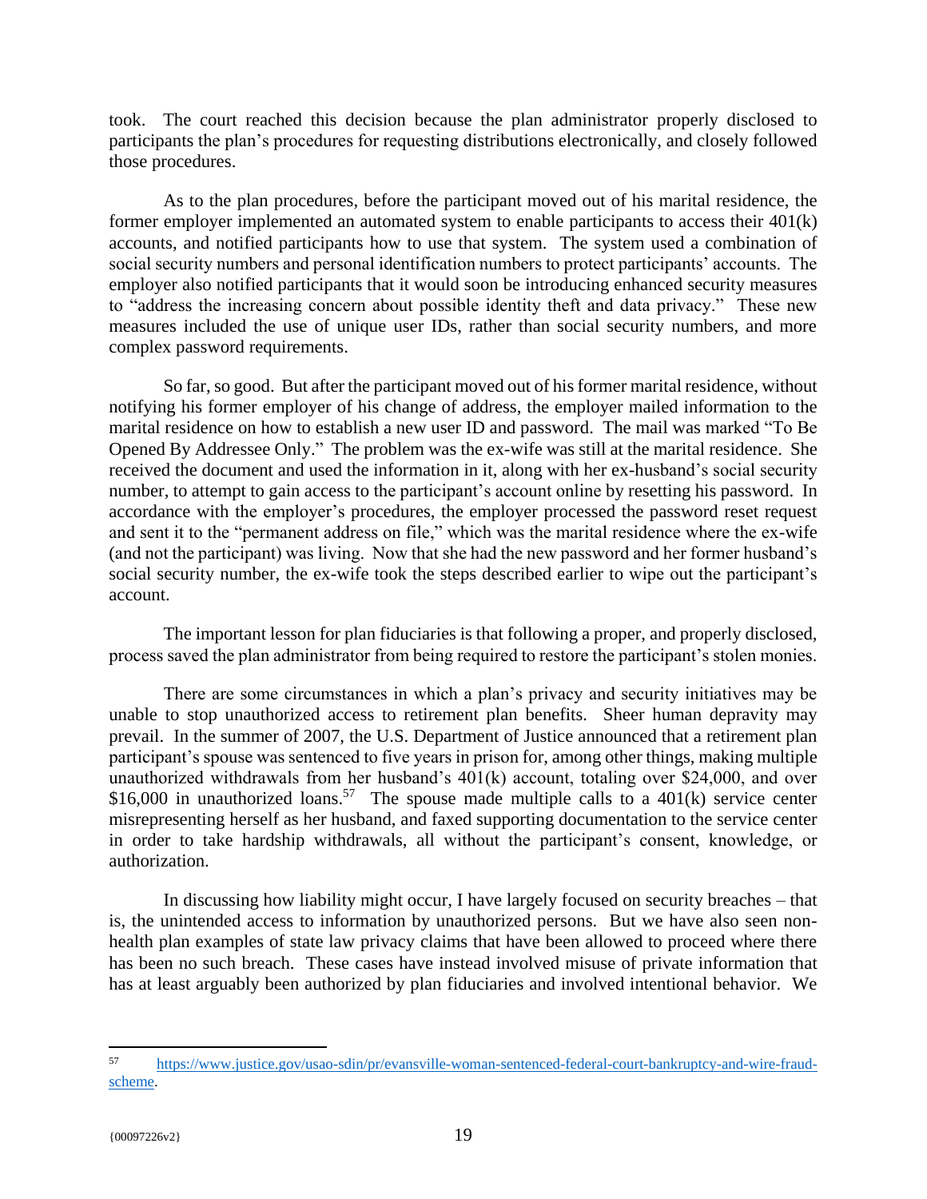took. The court reached this decision because the plan administrator properly disclosed to participants the plan's procedures for requesting distributions electronically, and closely followed those procedures.

As to the plan procedures, before the participant moved out of his marital residence, the former employer implemented an automated system to enable participants to access their 401(k) accounts, and notified participants how to use that system. The system used a combination of social security numbers and personal identification numbers to protect participants' accounts. The employer also notified participants that it would soon be introducing enhanced security measures to "address the increasing concern about possible identity theft and data privacy." These new measures included the use of unique user IDs, rather than social security numbers, and more complex password requirements.

So far, so good. But after the participant moved out of his former marital residence, without notifying his former employer of his change of address, the employer mailed information to the marital residence on how to establish a new user ID and password. The mail was marked "To Be Opened By Addressee Only." The problem was the ex-wife was still at the marital residence. She received the document and used the information in it, along with her ex-husband's social security number, to attempt to gain access to the participant's account online by resetting his password. In accordance with the employer's procedures, the employer processed the password reset request and sent it to the "permanent address on file," which was the marital residence where the ex-wife (and not the participant) was living. Now that she had the new password and her former husband's social security number, the ex-wife took the steps described earlier to wipe out the participant's account.

The important lesson for plan fiduciaries is that following a proper, and properly disclosed, process saved the plan administrator from being required to restore the participant's stolen monies.

There are some circumstances in which a plan's privacy and security initiatives may be unable to stop unauthorized access to retirement plan benefits. Sheer human depravity may prevail. In the summer of 2007, the U.S. Department of Justice announced that a retirement plan participant's spouse was sentenced to five years in prison for, among other things, making multiple unauthorized withdrawals from her husband's 401(k) account, totaling over $24,000, and over $16,000 in unauthorized loans.[57] The spouse made multiple calls to a 401(k) service center misrepresenting herself as her husband, and faxed supporting documentation to the service center in order to take hardship withdrawals, all without the participant's consent, knowledge, or authorization.

In discussing how liability might occur, I have largely focused on security breaches – that is, the unintended access to information by unauthorized persons. But we have also seen non-health plan examples of state law privacy claims that have been allowed to proceed where there has been no such breach. These cases have instead involved misuse of private information that has at least arguably been authorized by plan fiduciaries and involved intentional behavior. We

---

[57] https://www.justice.gov/usao-sdin/pr/evansville-woman-sentenced-federal-court-bankruptcy-and-wire-fraud-scheme.

{00097226v2}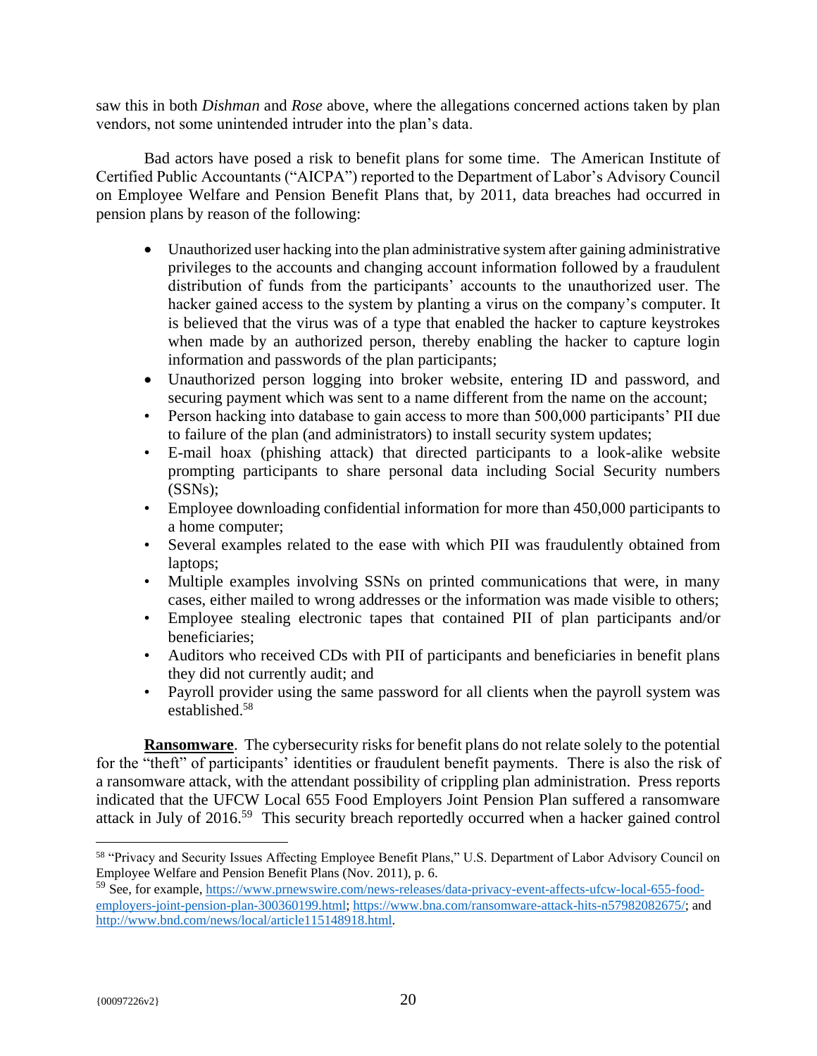saw this in both *Dishman* and *Rose* above, where the allegations concerned actions taken by plan vendors, not some unintended intruder into the plan's data.

Bad actors have posed a risk to benefit plans for some time. The American Institute of Certified Public Accountants ("AICPA") reported to the Department of Labor's Advisory Council on Employee Welfare and Pension Benefit Plans that, by 2011, data breaches had occurred in pension plans by reason of the following:

- Unauthorized user hacking into the plan administrative system after gaining administrative privileges to the accounts and changing account information followed by a fraudulent distribution of funds from the participants' accounts to the unauthorized user. The hacker gained access to the system by planting a virus on the company's computer. It is believed that the virus was of a type that enabled the hacker to capture keystrokes when made by an authorized person, thereby enabling the hacker to capture login information and passwords of the plan participants;
- Unauthorized person logging into broker website, entering ID and password, and securing payment which was sent to a name different from the name on the account;
- Person hacking into database to gain access to more than 500,000 participants' PII due to failure of the plan (and administrators) to install security system updates;
- E-mail hoax (phishing attack) that directed participants to a look-alike website prompting participants to share personal data including Social Security numbers (SSNs);
- Employee downloading confidential information for more than 450,000 participants to a home computer;
- Several examples related to the ease with which PII was fraudulently obtained from laptops;
- Multiple examples involving SSNs on printed communications that were, in many cases, either mailed to wrong addresses or the information was made visible to others;
- Employee stealing electronic tapes that contained PII of plan participants and/or beneficiaries;
- Auditors who received CDs with PII of participants and beneficiaries in benefit plans they did not currently audit; and
- Payroll provider using the same password for all clients when the payroll system was established.[58]

**Ransomware**. The cybersecurity risks for benefit plans do not relate solely to the potential for the "theft" of participants' identities or fraudulent benefit payments. There is also the risk of a ransomware attack, with the attendant possibility of crippling plan administration. Press reports indicated that the UFCW Local 655 Food Employers Joint Pension Plan suffered a ransomware attack in July of 2016.[59] This security breach reportedly occurred when a hacker gained control

---

[58] "Privacy and Security Issues Affecting Employee Benefit Plans," U.S. Department of Labor Advisory Council on Employee Welfare and Pension Benefit Plans (Nov. 2011), p. 6.

[59] See, for example, https://www.prnewswire.com/news-releases/data-privacy-event-affects-ufcw-local-655-food-employers-joint-pension-plan-300360199.html; https://www.bna.com/ransomware-attack-hits-n57982082675/; and http://www.bnd.com/news/local/article115148918.html.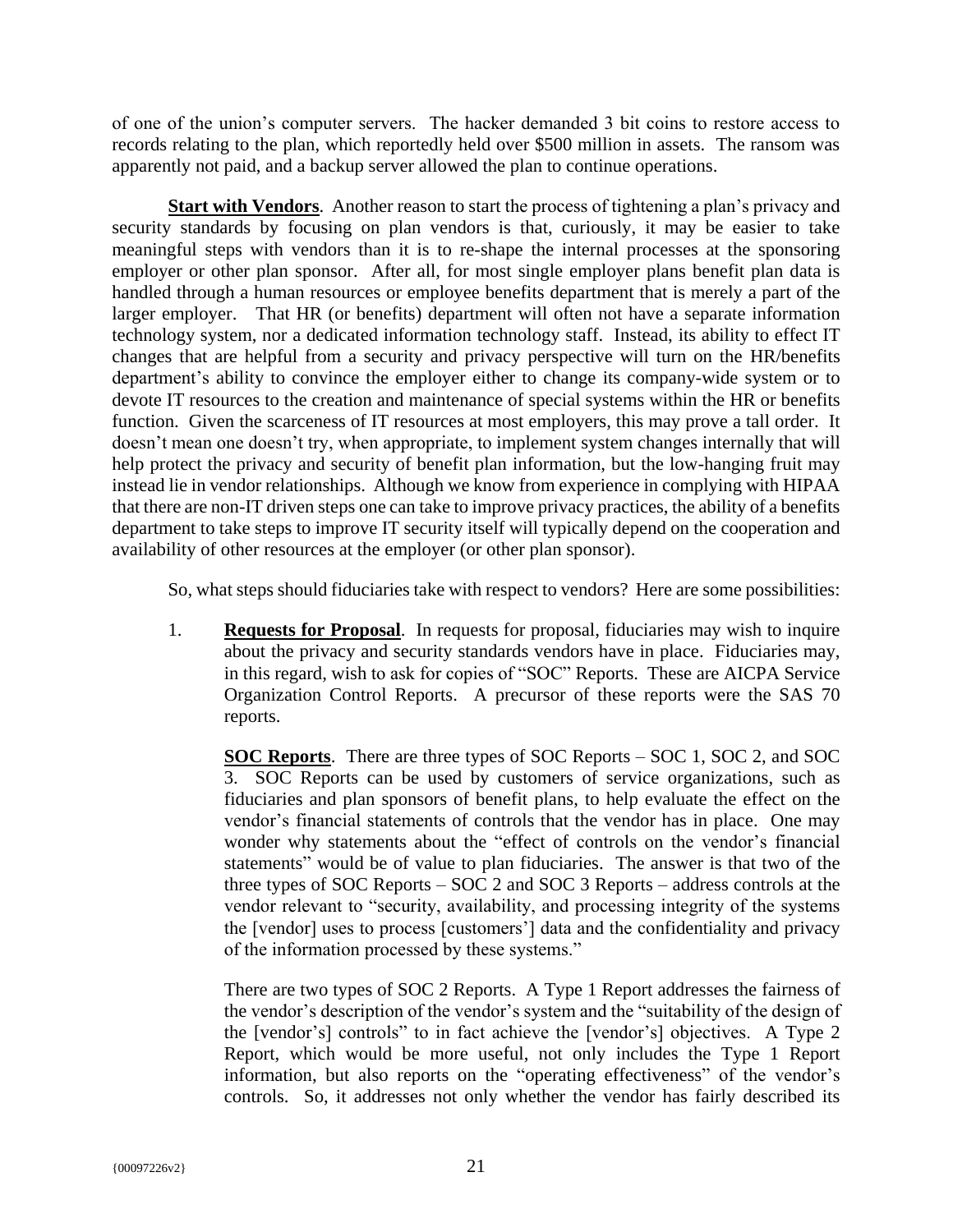of one of the union's computer servers. The hacker demanded 3 bit coins to restore access to records relating to the plan, which reportedly held over $500 million in assets. The ransom was apparently not paid, and a backup server allowed the plan to continue operations.

**Start with Vendors**. Another reason to start the process of tightening a plan's privacy and security standards by focusing on plan vendors is that, curiously, it may be easier to take meaningful steps with vendors than it is to re-shape the internal processes at the sponsoring employer or other plan sponsor. After all, for most single employer plans benefit plan data is handled through a human resources or employee benefits department that is merely a part of the larger employer. That HR (or benefits) department will often not have a separate information technology system, nor a dedicated information technology staff. Instead, its ability to effect IT changes that are helpful from a security and privacy perspective will turn on the HR/benefits department's ability to convince the employer either to change its company-wide system or to devote IT resources to the creation and maintenance of special systems within the HR or benefits function. Given the scarceness of IT resources at most employers, this may prove a tall order. It doesn't mean one doesn't try, when appropriate, to implement system changes internally that will help protect the privacy and security of benefit plan information, but the low-hanging fruit may instead lie in vendor relationships. Although we know from experience in complying with HIPAA that there are non-IT driven steps one can take to improve privacy practices, the ability of a benefits department to take steps to improve IT security itself will typically depend on the cooperation and availability of other resources at the employer (or other plan sponsor).

So, what steps should fiduciaries take with respect to vendors? Here are some possibilities:

1. **Requests for Proposal**. In requests for proposal, fiduciaries may wish to inquire about the privacy and security standards vendors have in place. Fiduciaries may, in this regard, wish to ask for copies of "SOC" Reports. These are AICPA Service Organization Control Reports. A precursor of these reports were the SAS 70 reports.

   **SOC Reports**. There are three types of SOC Reports – SOC 1, SOC 2, and SOC 3. SOC Reports can be used by customers of service organizations, such as fiduciaries and plan sponsors of benefit plans, to help evaluate the effect on the vendor's financial statements of controls that the vendor has in place. One may wonder why statements about the "effect of controls on the vendor's financial statements" would be of value to plan fiduciaries. The answer is that two of the three types of SOC Reports – SOC 2 and SOC 3 Reports – address controls at the vendor relevant to "security, availability, and processing integrity of the systems the [vendor] uses to process [customers'] data and the confidentiality and privacy of the information processed by these systems."

   There are two types of SOC 2 Reports. A Type 1 Report addresses the fairness of the vendor's description of the vendor's system and the "suitability of the design of the [vendor's] controls" to in fact achieve the [vendor's] objectives. A Type 2 Report, which would be more useful, not only includes the Type 1 Report information, but also reports on the "operating effectiveness" of the vendor's controls. So, it addresses not only whether the vendor has fairly described its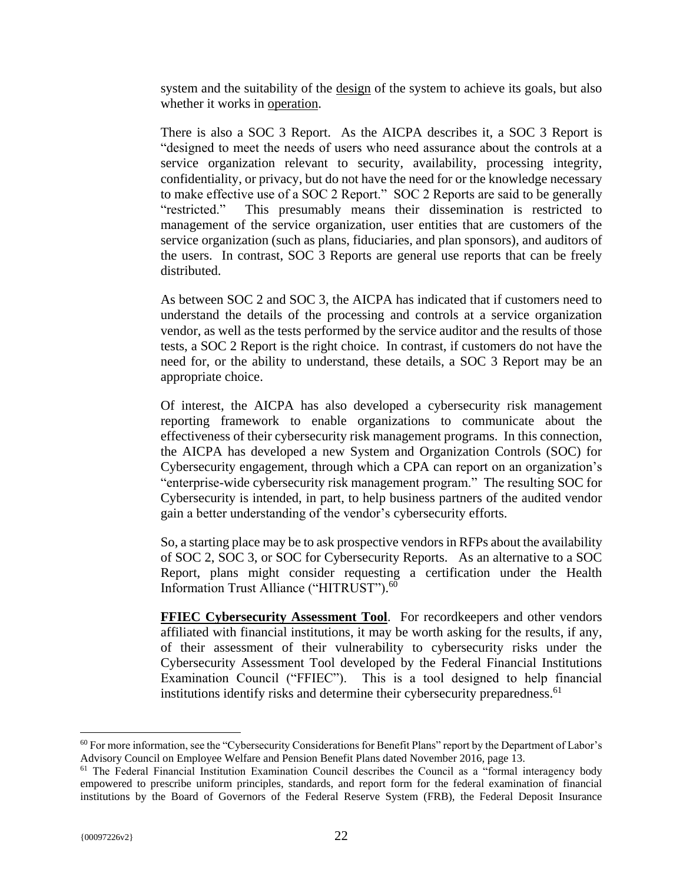system and the suitability of the design of the system to achieve its goals, but also whether it works in operation.

There is also a SOC 3 Report. As the AICPA describes it, a SOC 3 Report is "designed to meet the needs of users who need assurance about the controls at a service organization relevant to security, availability, processing integrity, confidentiality, or privacy, but do not have the need for or the knowledge necessary to make effective use of a SOC 2 Report." SOC 2 Reports are said to be generally "restricted." This presumably means their dissemination is restricted to management of the service organization, user entities that are customers of the service organization (such as plans, fiduciaries, and plan sponsors), and auditors of the users. In contrast, SOC 3 Reports are general use reports that can be freely distributed.

As between SOC 2 and SOC 3, the AICPA has indicated that if customers need to understand the details of the processing and controls at a service organization vendor, as well as the tests performed by the service auditor and the results of those tests, a SOC 2 Report is the right choice. In contrast, if customers do not have the need for, or the ability to understand, these details, a SOC 3 Report may be an appropriate choice.

Of interest, the AICPA has also developed a cybersecurity risk management reporting framework to enable organizations to communicate about the effectiveness of their cybersecurity risk management programs. In this connection, the AICPA has developed a new System and Organization Controls (SOC) for Cybersecurity engagement, through which a CPA can report on an organization's "enterprise-wide cybersecurity risk management program." The resulting SOC for Cybersecurity is intended, in part, to help business partners of the audited vendor gain a better understanding of the vendor's cybersecurity efforts.

So, a starting place may be to ask prospective vendors in RFPs about the availability of SOC 2, SOC 3, or SOC for Cybersecurity Reports. As an alternative to a SOC Report, plans might consider requesting a certification under the Health Information Trust Alliance ("HITRUST").[60]

**FFIEC Cybersecurity Assessment Tool**. For recordkeepers and other vendors affiliated with financial institutions, it may be worth asking for the results, if any, of their assessment of their vulnerability to cybersecurity risks under the Cybersecurity Assessment Tool developed by the Federal Financial Institutions Examination Council ("FFIEC"). This is a tool designed to help financial institutions identify risks and determine their cybersecurity preparedness.[61]

---

[60] For more information, see the "Cybersecurity Considerations for Benefit Plans" report by the Department of Labor's Advisory Council on Employee Welfare and Pension Benefit Plans dated November 2016, page 13.

[61] The Federal Financial Institution Examination Council describes the Council as a "formal interagency body empowered to prescribe uniform principles, standards, and report form for the federal examination of financial institutions by the Board of Governors of the Federal Reserve System (FRB), the Federal Deposit Insurance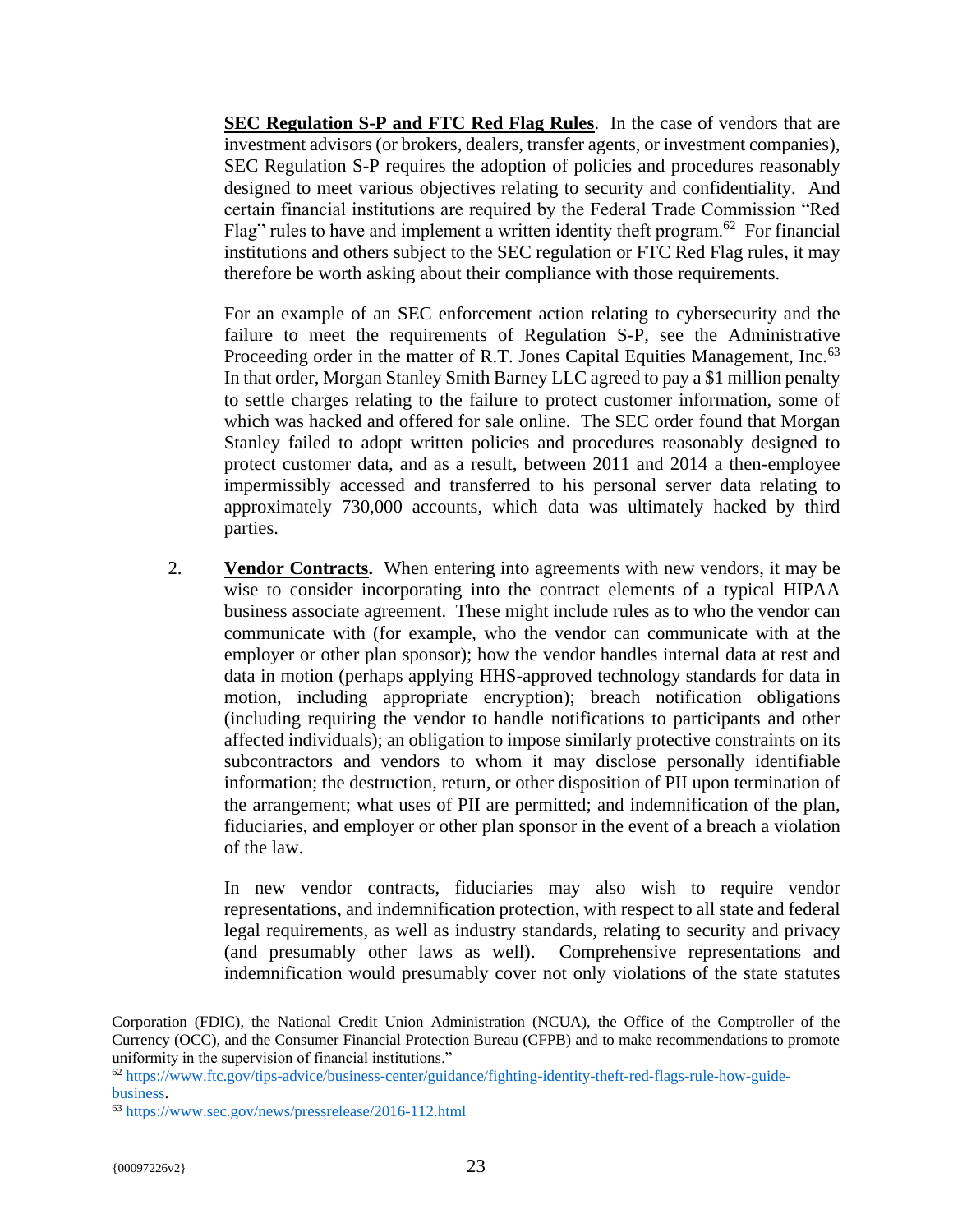**SEC Regulation S-P and FTC Red Flag Rules**. In the case of vendors that are investment advisors (or brokers, dealers, transfer agents, or investment companies), SEC Regulation S-P requires the adoption of policies and procedures reasonably designed to meet various objectives relating to security and confidentiality. And certain financial institutions are required by the Federal Trade Commission "Red Flag" rules to have and implement a written identity theft program.[62] For financial institutions and others subject to the SEC regulation or FTC Red Flag rules, it may therefore be worth asking about their compliance with those requirements.

For an example of an SEC enforcement action relating to cybersecurity and the failure to meet the requirements of Regulation S-P, see the Administrative Proceeding order in the matter of R.T. Jones Capital Equities Management, Inc.[63] In that order, Morgan Stanley Smith Barney LLC agreed to pay a $1 million penalty to settle charges relating to the failure to protect customer information, some of which was hacked and offered for sale online. The SEC order found that Morgan Stanley failed to adopt written policies and procedures reasonably designed to protect customer data, and as a result, between 2011 and 2014 a then-employee impermissibly accessed and transferred to his personal server data relating to approximately 730,000 accounts, which data was ultimately hacked by third parties.

2. **Vendor Contracts.** When entering into agreements with new vendors, it may be wise to consider incorporating into the contract elements of a typical HIPAA business associate agreement. These might include rules as to who the vendor can communicate with (for example, who the vendor can communicate with at the employer or other plan sponsor); how the vendor handles internal data at rest and data in motion (perhaps applying HHS-approved technology standards for data in motion, including appropriate encryption); breach notification obligations (including requiring the vendor to handle notifications to participants and other affected individuals); an obligation to impose similarly protective constraints on its subcontractors and vendors to whom it may disclose personally identifiable information; the destruction, return, or other disposition of PII upon termination of the arrangement; what uses of PII are permitted; and indemnification of the plan, fiduciaries, and employer or other plan sponsor in the event of a breach a violation of the law.

   In new vendor contracts, fiduciaries may also wish to require vendor representations, and indemnification protection, with respect to all state and federal legal requirements, as well as industry standards, relating to security and privacy (and presumably other laws as well). Comprehensive representations and indemnification would presumably cover not only violations of the state statutes

---

Corporation (FDIC), the National Credit Union Administration (NCUA), the Office of the Comptroller of the Currency (OCC), and the Consumer Financial Protection Bureau (CFPB) and to make recommendations to promote uniformity in the supervision of financial institutions."

[62] https://www.ftc.gov/tips-advice/business-center/guidance/fighting-identity-theft-red-flags-rule-how-guide-business.

[63] https://www.sec.gov/news/pressrelease/2016-112.html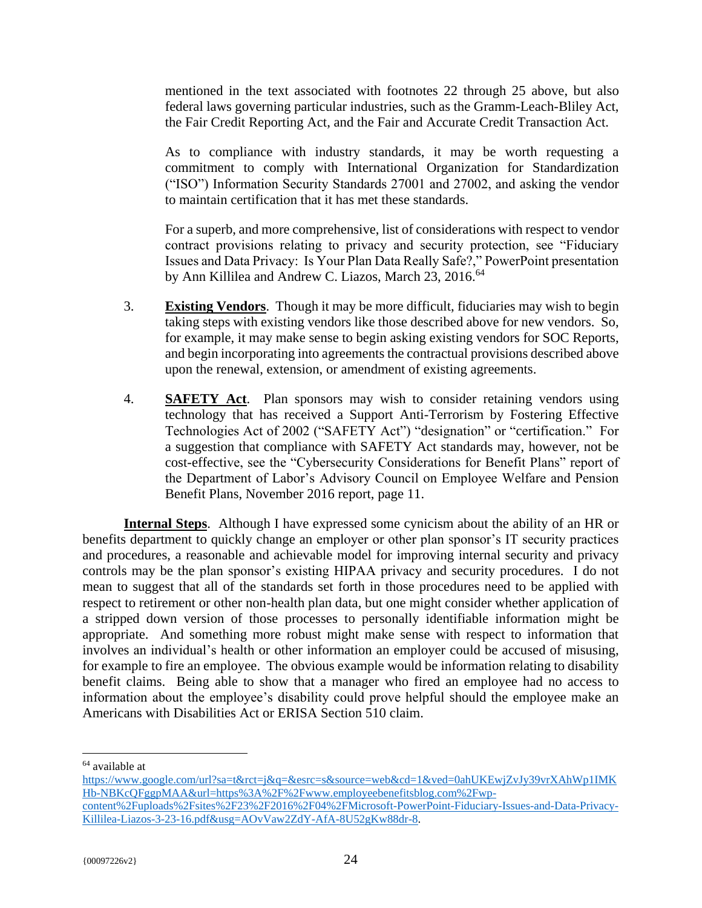mentioned in the text associated with footnotes 22 through 25 above, but also federal laws governing particular industries, such as the Gramm-Leach-Bliley Act, the Fair Credit Reporting Act, and the Fair and Accurate Credit Transaction Act.

As to compliance with industry standards, it may be worth requesting a commitment to comply with International Organization for Standardization ("ISO") Information Security Standards 27001 and 27002, and asking the vendor to maintain certification that it has met these standards.

For a superb, and more comprehensive, list of considerations with respect to vendor contract provisions relating to privacy and security protection, see "Fiduciary Issues and Data Privacy: Is Your Plan Data Really Safe?," PowerPoint presentation by Ann Killilea and Andrew C. Liazos, March 23, 2016.[64]

3. **Existing Vendors**. Though it may be more difficult, fiduciaries may wish to begin taking steps with existing vendors like those described above for new vendors. So, for example, it may make sense to begin asking existing vendors for SOC Reports, and begin incorporating into agreements the contractual provisions described above upon the renewal, extension, or amendment of existing agreements.

4. **SAFETY Act**. Plan sponsors may wish to consider retaining vendors using technology that has received a Support Anti-Terrorism by Fostering Effective Technologies Act of 2002 ("SAFETY Act") "designation" or "certification." For a suggestion that compliance with SAFETY Act standards may, however, not be cost-effective, see the "Cybersecurity Considerations for Benefit Plans" report of the Department of Labor's Advisory Council on Employee Welfare and Pension Benefit Plans, November 2016 report, page 11.

**Internal Steps**. Although I have expressed some cynicism about the ability of an HR or benefits department to quickly change an employer or other plan sponsor's IT security practices and procedures, a reasonable and achievable model for improving internal security and privacy controls may be the plan sponsor's existing HIPAA privacy and security procedures. I do not mean to suggest that all of the standards set forth in those procedures need to be applied with respect to retirement or other non-health plan data, but one might consider whether application of a stripped down version of those processes to personally identifiable information might be appropriate. And something more robust might make sense with respect to information that involves an individual's health or other information an employer could be accused of misusing, for example to fire an employee. The obvious example would be information relating to disability benefit claims. Being able to show that a manager who fired an employee had no access to information about the employee's disability could prove helpful should the employee make an Americans with Disabilities Act or ERISA Section 510 claim.

---

[64] available at https://www.google.com/url?sa=t&rct=j&q=&esrc=s&source=web&cd=1&ved=0ahUKEwjZvJy39vrXAhWp1IMKHb-NBKcQFggpMAA&url=https%3A%2F%2Fwww.employeebenefitsblog.com%2Fwp-content%2Fuploads%2Fsites%2F23%2F2016%2F04%2FMicrosoft-PowerPoint-Fiduciary-Issues-and-Data-Privacy-Killilea-Liazos-3-23-16.pdf&usg=AOvVaw2ZdY-AfA-8U52gKw88dr-8.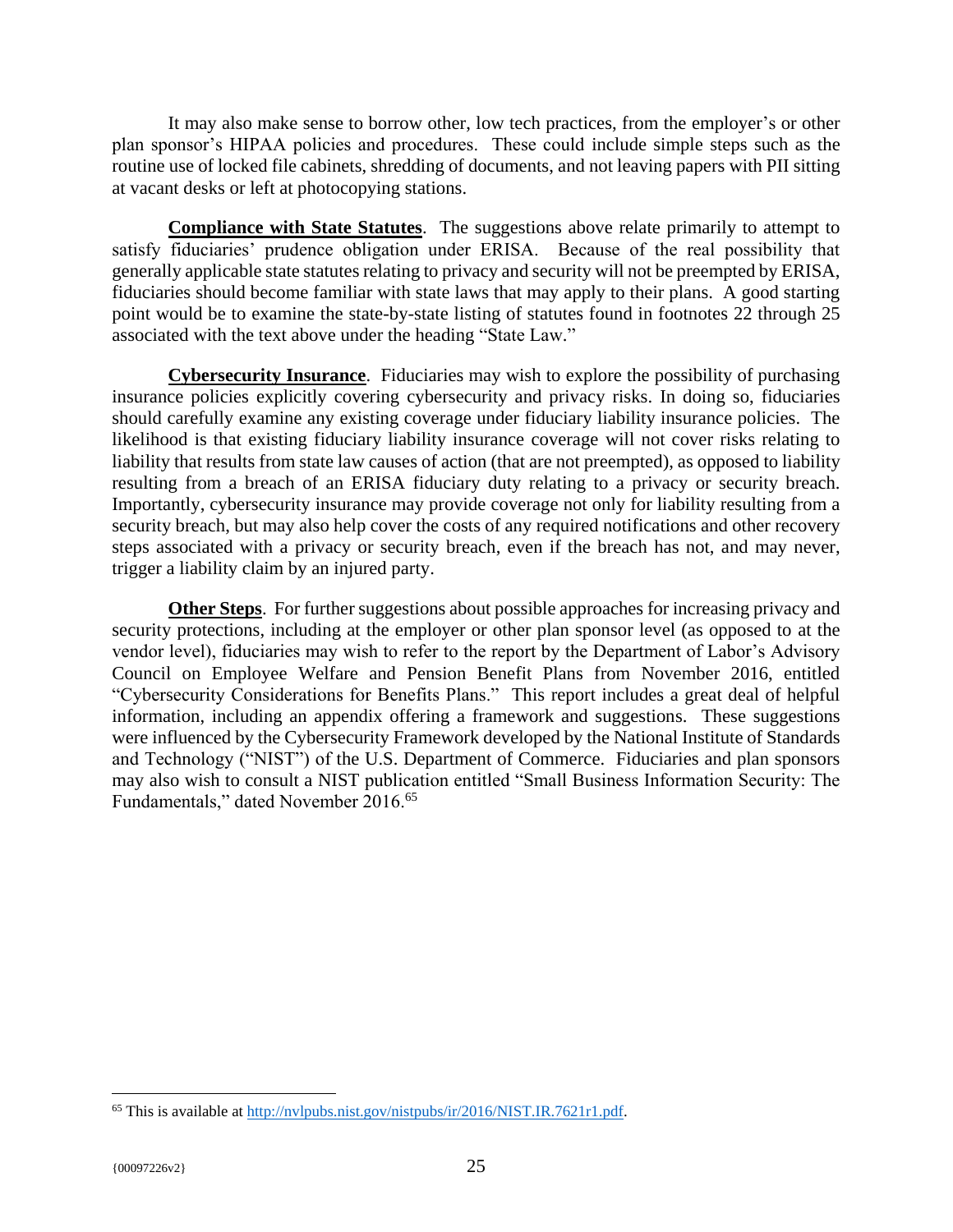It may also make sense to borrow other, low tech practices, from the employer's or other plan sponsor's HIPAA policies and procedures. These could include simple steps such as the routine use of locked file cabinets, shredding of documents, and not leaving papers with PII sitting at vacant desks or left at photocopying stations.

**Compliance with State Statutes**. The suggestions above relate primarily to attempt to satisfy fiduciaries' prudence obligation under ERISA. Because of the real possibility that generally applicable state statutes relating to privacy and security will not be preempted by ERISA, fiduciaries should become familiar with state laws that may apply to their plans. A good starting point would be to examine the state-by-state listing of statutes found in footnotes 22 through 25 associated with the text above under the heading "State Law."

**Cybersecurity Insurance**. Fiduciaries may wish to explore the possibility of purchasing insurance policies explicitly covering cybersecurity and privacy risks. In doing so, fiduciaries should carefully examine any existing coverage under fiduciary liability insurance policies. The likelihood is that existing fiduciary liability insurance coverage will not cover risks relating to liability that results from state law causes of action (that are not preempted), as opposed to liability resulting from a breach of an ERISA fiduciary duty relating to a privacy or security breach. Importantly, cybersecurity insurance may provide coverage not only for liability resulting from a security breach, but may also help cover the costs of any required notifications and other recovery steps associated with a privacy or security breach, even if the breach has not, and may never, trigger a liability claim by an injured party.

**Other Steps**. For further suggestions about possible approaches for increasing privacy and security protections, including at the employer or other plan sponsor level (as opposed to at the vendor level), fiduciaries may wish to refer to the report by the Department of Labor's Advisory Council on Employee Welfare and Pension Benefit Plans from November 2016, entitled "Cybersecurity Considerations for Benefits Plans." This report includes a great deal of helpful information, including an appendix offering a framework and suggestions. These suggestions were influenced by the Cybersecurity Framework developed by the National Institute of Standards and Technology ("NIST") of the U.S. Department of Commerce. Fiduciaries and plan sponsors may also wish to consult a NIST publication entitled "Small Business Information Security: The Fundamentals," dated November 2016.[65]

[65] This is available at http://nvlpubs.nist.gov/nistpubs/ir/2016/NIST.IR.7621r1.pdf.